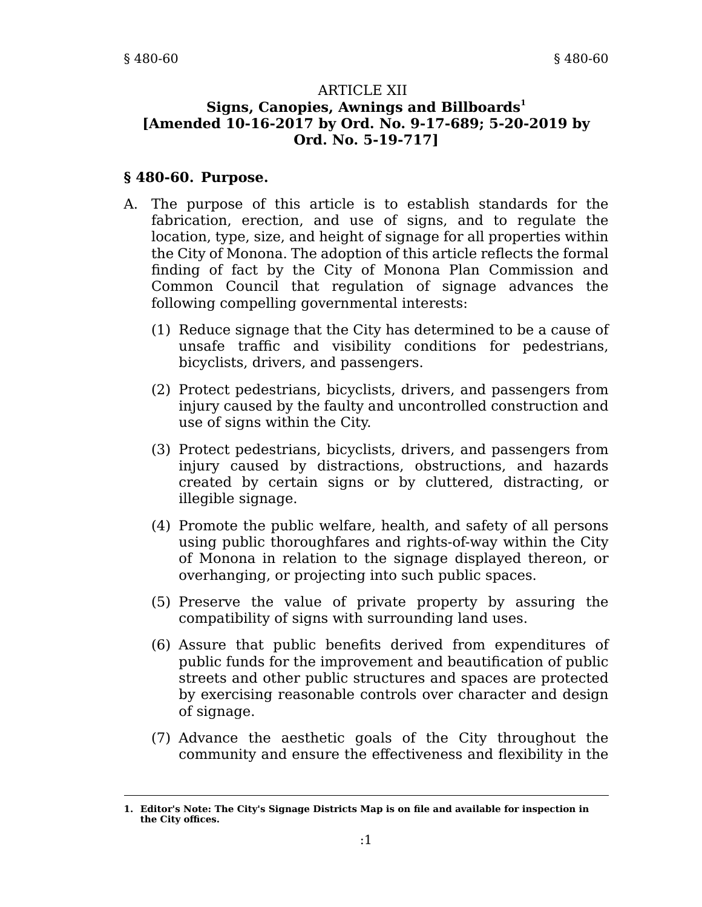# ARTICLE XII
## Signs, Canopies, Awnings and Billboards[1]
**[Amended 10-16-2017 by Ord. No. 9-17-689; 5-20-2019 by Ord. No. 5-19-717]**

### § 480-60. Purpose.

A. The purpose of this article is to establish standards for the fabrication, erection, and use of signs, and to regulate the location, type, size, and height of signage for all properties within the City of Monona. The adoption of this article reflects the formal finding of fact by the City of Monona Plan Commission and Common Council that regulation of signage advances the following compelling governmental interests:

   (1) Reduce signage that the City has determined to be a cause of unsafe traffic and visibility conditions for pedestrians, bicyclists, drivers, and passengers.

   (2) Protect pedestrians, bicyclists, drivers, and passengers from injury caused by the faulty and uncontrolled construction and use of signs within the City.

   (3) Protect pedestrians, bicyclists, drivers, and passengers from injury caused by distractions, obstructions, and hazards created by certain signs or by cluttered, distracting, or illegible signage.

   (4) Promote the public welfare, health, and safety of all persons using public thoroughfares and rights-of-way within the City of Monona in relation to the signage displayed thereon, or overhanging, or projecting into such public spaces.

   (5) Preserve the value of private property by assuring the compatibility of signs with surrounding land uses.

   (6) Assure that public benefits derived from expenditures of public funds for the improvement and beautification of public streets and other public structures and spaces are protected by exercising reasonable controls over character and design of signage.

   (7) Advance the aesthetic goals of the City throughout the community and ensure the effectiveness and flexibility in the

---

1. **Editor's Note: The City's Signage Districts Map is on file and available for inspection in the City offices.**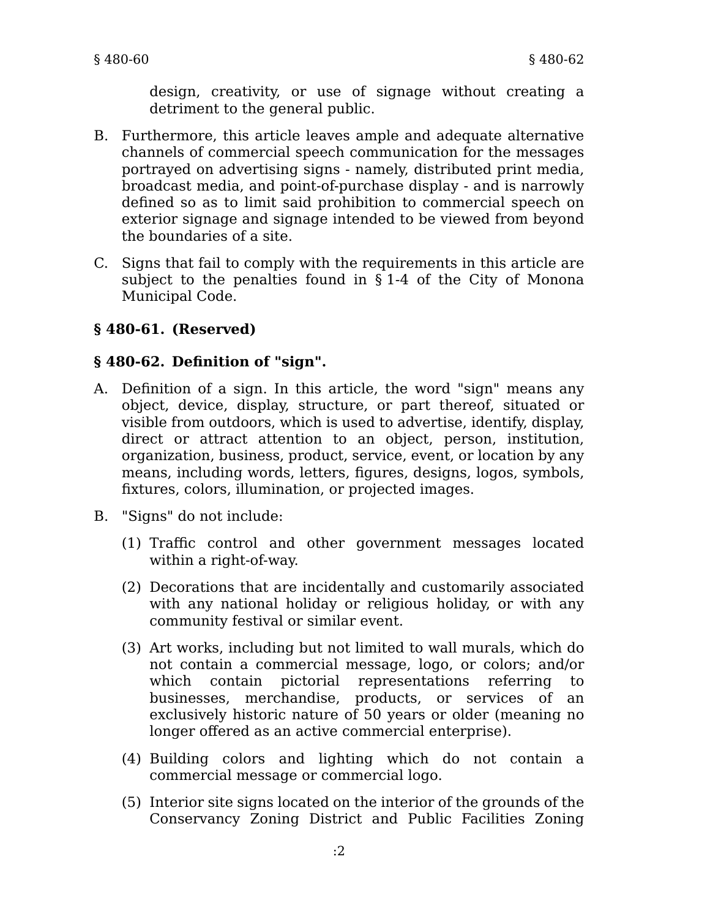design, creativity, or use of signage without creating a detriment to the general public.

B. Furthermore, this article leaves ample and adequate alternative channels of commercial speech communication for the messages portrayed on advertising signs - namely, distributed print media, broadcast media, and point-of-purchase display - and is narrowly defined so as to limit said prohibition to commercial speech on exterior signage and signage intended to be viewed from beyond the boundaries of a site.

C. Signs that fail to comply with the requirements in this article are subject to the penalties found in § 1-4 of the City of Monona Municipal Code.

### § 480-61. (Reserved)

### § 480-62. Definition of "sign".

A. Definition of a sign. In this article, the word "sign" means any object, device, display, structure, or part thereof, situated or visible from outdoors, which is used to advertise, identify, display, direct or attract attention to an object, person, institution, organization, business, product, service, event, or location by any means, including words, letters, figures, designs, logos, symbols, fixtures, colors, illumination, or projected images.

B. "Signs" do not include:

(1) Traffic control and other government messages located within a right-of-way.

(2) Decorations that are incidentally and customarily associated with any national holiday or religious holiday, or with any community festival or similar event.

(3) Art works, including but not limited to wall murals, which do not contain a commercial message, logo, or colors; and/or which contain pictorial representations referring to businesses, merchandise, products, or services of an exclusively historic nature of 50 years or older (meaning no longer offered as an active commercial enterprise).

(4) Building colors and lighting which do not contain a commercial message or commercial logo.

(5) Interior site signs located on the interior of the grounds of the Conservancy Zoning District and Public Facilities Zoning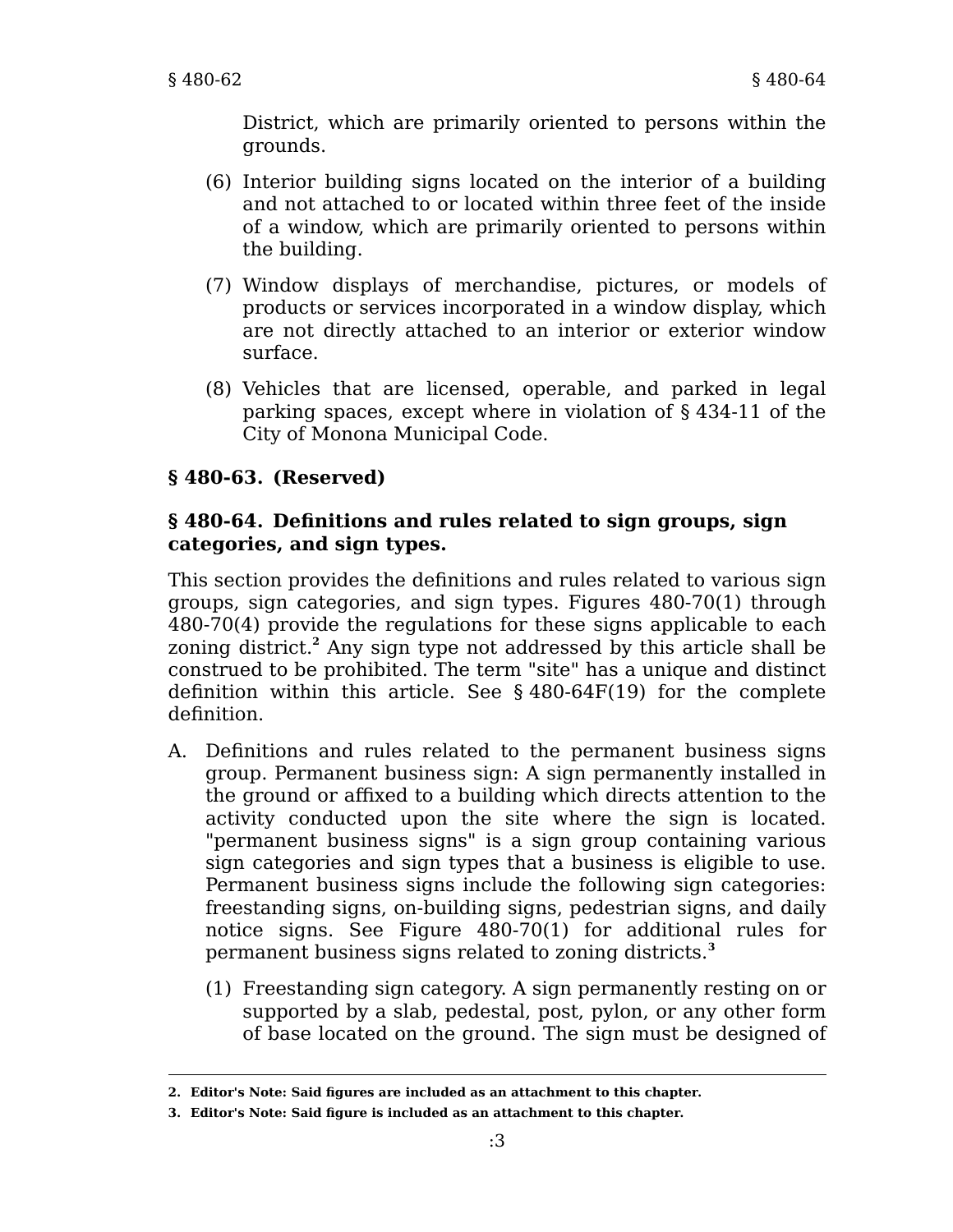District, which are primarily oriented to persons within the grounds.

(6) Interior building signs located on the interior of a building and not attached to or located within three feet of the inside of a window, which are primarily oriented to persons within the building.

(7) Window displays of merchandise, pictures, or models of products or services incorporated in a window display, which are not directly attached to an interior or exterior window surface.

(8) Vehicles that are licensed, operable, and parked in legal parking spaces, except where in violation of § 434-11 of the City of Monona Municipal Code.

**§ 480-63. (Reserved)**

**§ 480-64. Definitions and rules related to sign groups, sign categories, and sign types.**

This section provides the definitions and rules related to various sign groups, sign categories, and sign types. Figures 480-70(1) through 480-70(4) provide the regulations for these signs applicable to each zoning district.[2] Any sign type not addressed by this article shall be construed to be prohibited. The term "site" has a unique and distinct definition within this article. See § 480-64F(19) for the complete definition.

A. Definitions and rules related to the permanent business signs group. Permanent business sign: A sign permanently installed in the ground or affixed to a building which directs attention to the activity conducted upon the site where the sign is located. "permanent business signs" is a sign group containing various sign categories and sign types that a business is eligible to use. Permanent business signs include the following sign categories: freestanding signs, on-building signs, pedestrian signs, and daily notice signs. See Figure 480-70(1) for additional rules for permanent business signs related to zoning districts.[3]

(1) Freestanding sign category. A sign permanently resting on or supported by a slab, pedestal, post, pylon, or any other form of base located on the ground. The sign must be designed of

**2. Editor's Note: Said figures are included as an attachment to this chapter.**

**3. Editor's Note: Said figure is included as an attachment to this chapter.**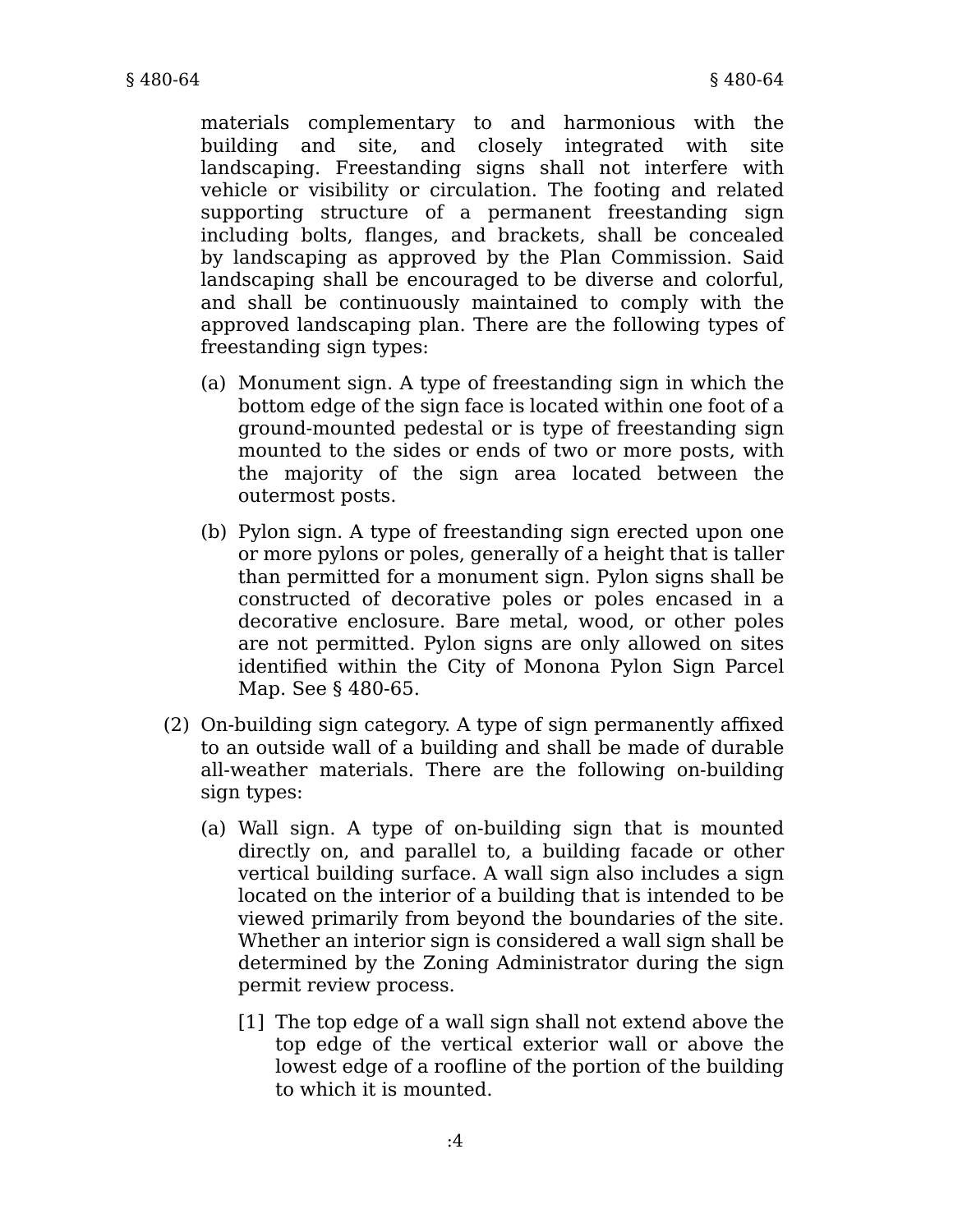materials complementary to and harmonious with the building and site, and closely integrated with site landscaping. Freestanding signs shall not interfere with vehicle or visibility or circulation. The footing and related supporting structure of a permanent freestanding sign including bolts, flanges, and brackets, shall be concealed by landscaping as approved by the Plan Commission. Said landscaping shall be encouraged to be diverse and colorful, and shall be continuously maintained to comply with the approved landscaping plan. There are the following types of freestanding sign types:

(a) Monument sign. A type of freestanding sign in which the bottom edge of the sign face is located within one foot of a ground-mounted pedestal or is type of freestanding sign mounted to the sides or ends of two or more posts, with the majority of the sign area located between the outermost posts.

(b) Pylon sign. A type of freestanding sign erected upon one or more pylons or poles, generally of a height that is taller than permitted for a monument sign. Pylon signs shall be constructed of decorative poles or poles encased in a decorative enclosure. Bare metal, wood, or other poles are not permitted. Pylon signs are only allowed on sites identified within the City of Monona Pylon Sign Parcel Map. See § 480-65.

(2) On-building sign category. A type of sign permanently affixed to an outside wall of a building and shall be made of durable all-weather materials. There are the following on-building sign types:

(a) Wall sign. A type of on-building sign that is mounted directly on, and parallel to, a building facade or other vertical building surface. A wall sign also includes a sign located on the interior of a building that is intended to be viewed primarily from beyond the boundaries of the site. Whether an interior sign is considered a wall sign shall be determined by the Zoning Administrator during the sign permit review process.

[1] The top edge of a wall sign shall not extend above the top edge of the vertical exterior wall or above the lowest edge of a roofline of the portion of the building to which it is mounted.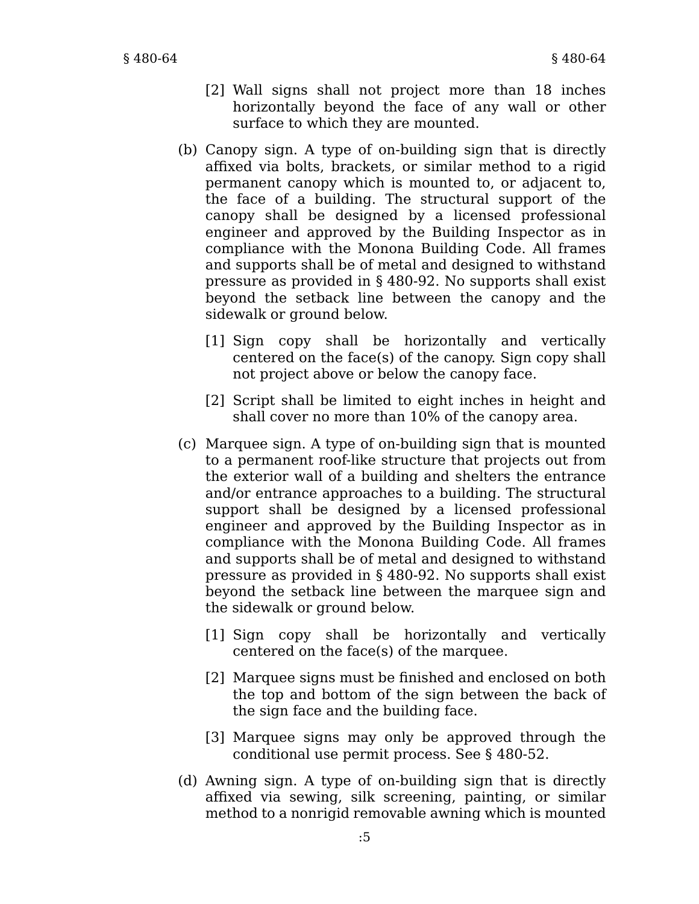[2] Wall signs shall not project more than 18 inches horizontally beyond the face of any wall or other surface to which they are mounted.

(b) Canopy sign. A type of on-building sign that is directly affixed via bolts, brackets, or similar method to a rigid permanent canopy which is mounted to, or adjacent to, the face of a building. The structural support of the canopy shall be designed by a licensed professional engineer and approved by the Building Inspector as in compliance with the Monona Building Code. All frames and supports shall be of metal and designed to withstand pressure as provided in § 480-92. No supports shall exist beyond the setback line between the canopy and the sidewalk or ground below.

[1] Sign copy shall be horizontally and vertically centered on the face(s) of the canopy. Sign copy shall not project above or below the canopy face.

[2] Script shall be limited to eight inches in height and shall cover no more than 10% of the canopy area.

(c) Marquee sign. A type of on-building sign that is mounted to a permanent roof-like structure that projects out from the exterior wall of a building and shelters the entrance and/or entrance approaches to a building. The structural support shall be designed by a licensed professional engineer and approved by the Building Inspector as in compliance with the Monona Building Code. All frames and supports shall be of metal and designed to withstand pressure as provided in § 480-92. No supports shall exist beyond the setback line between the marquee sign and the sidewalk or ground below.

[1] Sign copy shall be horizontally and vertically centered on the face(s) of the marquee.

[2] Marquee signs must be finished and enclosed on both the top and bottom of the sign between the back of the sign face and the building face.

[3] Marquee signs may only be approved through the conditional use permit process. See § 480-52.

(d) Awning sign. A type of on-building sign that is directly affixed via sewing, silk screening, painting, or similar method to a nonrigid removable awning which is mounted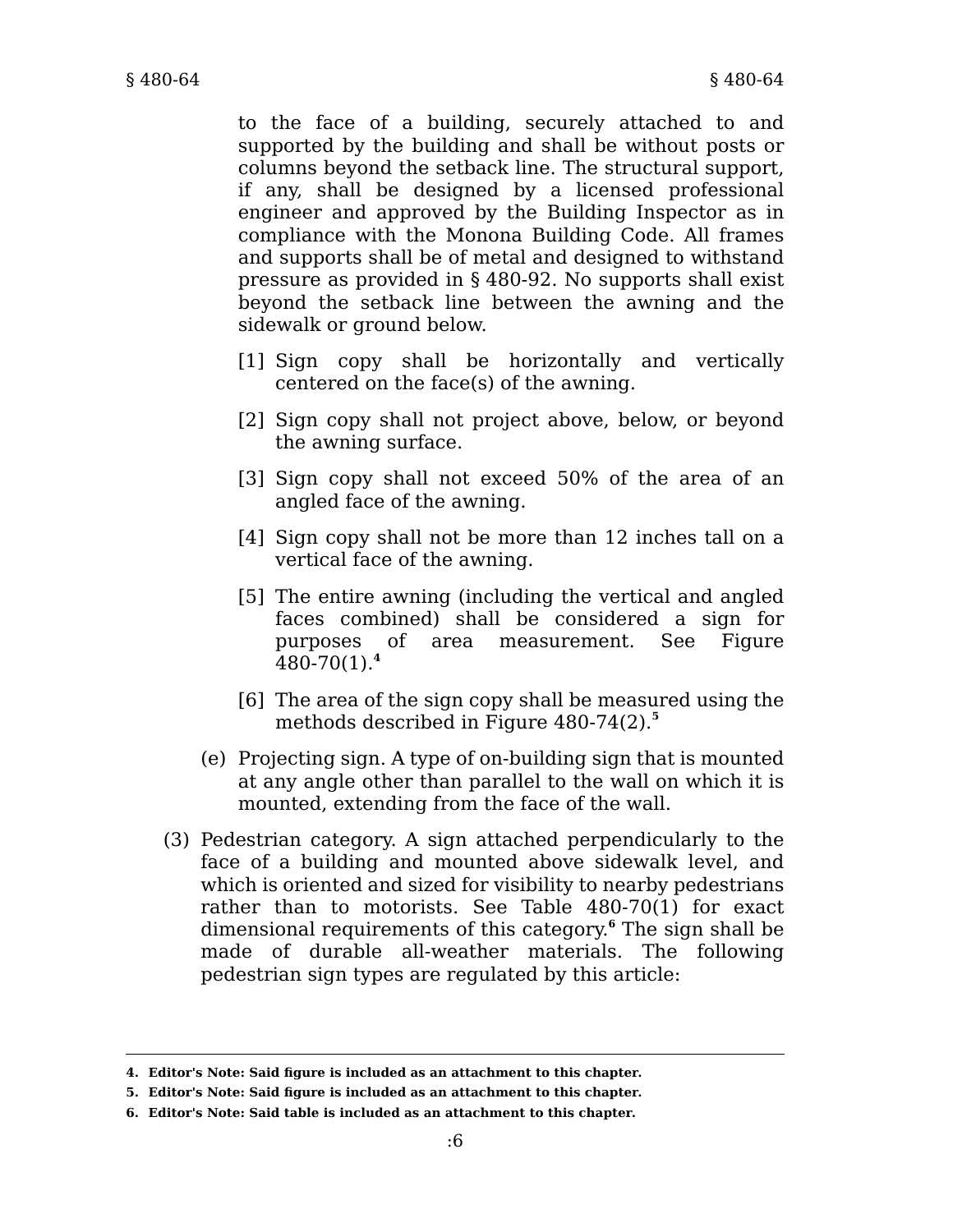to the face of a building, securely attached to and supported by the building and shall be without posts or columns beyond the setback line. The structural support, if any, shall be designed by a licensed professional engineer and approved by the Building Inspector as in compliance with the Monona Building Code. All frames and supports shall be of metal and designed to withstand pressure as provided in § 480-92. No supports shall exist beyond the setback line between the awning and the sidewalk or ground below.

[1] Sign copy shall be horizontally and vertically centered on the face(s) of the awning.

[2] Sign copy shall not project above, below, or beyond the awning surface.

[3] Sign copy shall not exceed 50% of the area of an angled face of the awning.

[4] Sign copy shall not be more than 12 inches tall on a vertical face of the awning.

[5] The entire awning (including the vertical and angled faces combined) shall be considered a sign for purposes of area measurement. See Figure 480-70(1).[4]

[6] The area of the sign copy shall be measured using the methods described in Figure 480-74(2).[5]

(e) Projecting sign. A type of on-building sign that is mounted at any angle other than parallel to the wall on which it is mounted, extending from the face of the wall.

(3) Pedestrian category. A sign attached perpendicularly to the face of a building and mounted above sidewalk level, and which is oriented and sized for visibility to nearby pedestrians rather than to motorists. See Table 480-70(1) for exact dimensional requirements of this category.[6] The sign shall be made of durable all-weather materials. The following pedestrian sign types are regulated by this article:

---

**4. Editor's Note: Said figure is included as an attachment to this chapter.**

**5. Editor's Note: Said figure is included as an attachment to this chapter.**

**6. Editor's Note: Said table is included as an attachment to this chapter.**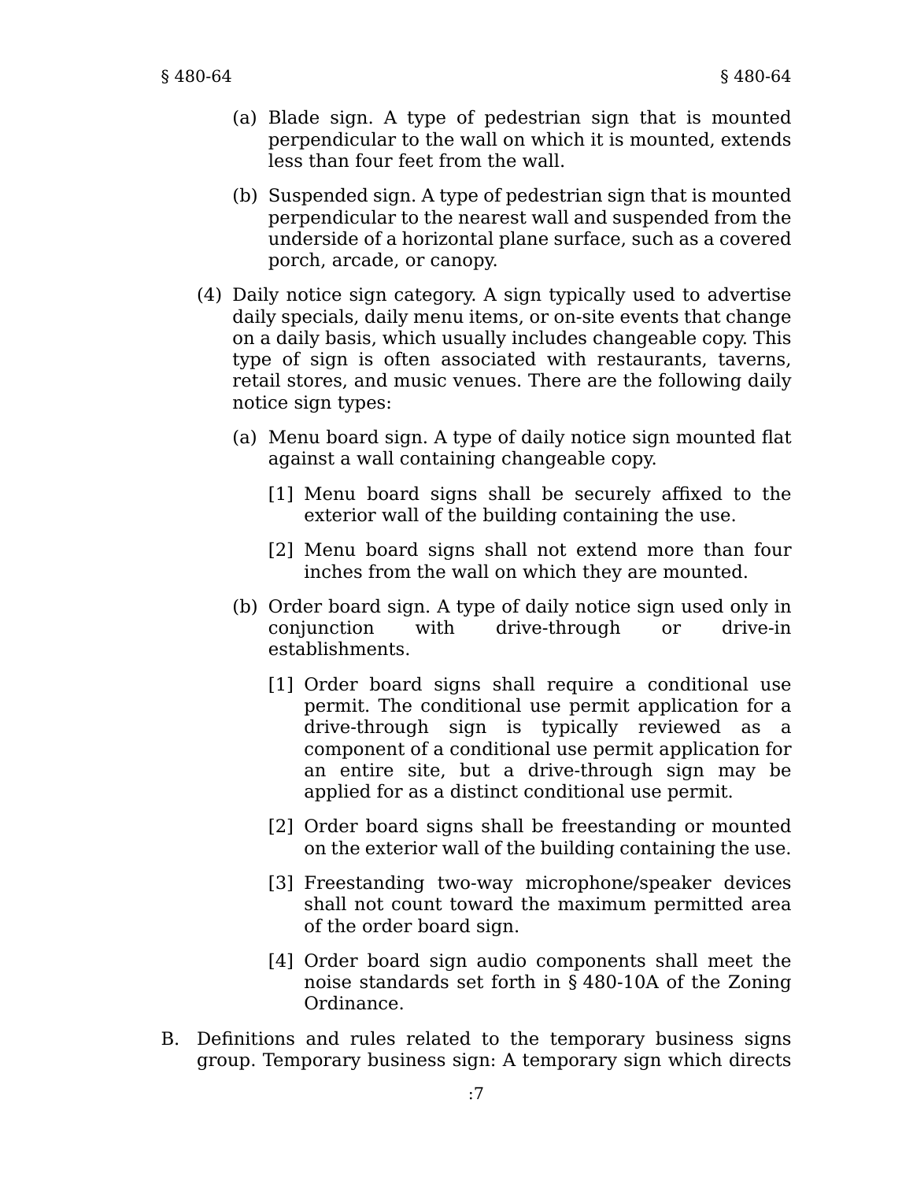(a) Blade sign. A type of pedestrian sign that is mounted perpendicular to the wall on which it is mounted, extends less than four feet from the wall.

(b) Suspended sign. A type of pedestrian sign that is mounted perpendicular to the nearest wall and suspended from the underside of a horizontal plane surface, such as a covered porch, arcade, or canopy.

(4) Daily notice sign category. A sign typically used to advertise daily specials, daily menu items, or on-site events that change on a daily basis, which usually includes changeable copy. This type of sign is often associated with restaurants, taverns, retail stores, and music venues. There are the following daily notice sign types:

(a) Menu board sign. A type of daily notice sign mounted flat against a wall containing changeable copy.

[1] Menu board signs shall be securely affixed to the exterior wall of the building containing the use.

[2] Menu board signs shall not extend more than four inches from the wall on which they are mounted.

(b) Order board sign. A type of daily notice sign used only in conjunction with drive-through or drive-in establishments.

[1] Order board signs shall require a conditional use permit. The conditional use permit application for a drive-through sign is typically reviewed as a component of a conditional use permit application for an entire site, but a drive-through sign may be applied for as a distinct conditional use permit.

[2] Order board signs shall be freestanding or mounted on the exterior wall of the building containing the use.

[3] Freestanding two-way microphone/speaker devices shall not count toward the maximum permitted area of the order board sign.

[4] Order board sign audio components shall meet the noise standards set forth in § 480-10A of the Zoning Ordinance.

B. Definitions and rules related to the temporary business signs group. Temporary business sign: A temporary sign which directs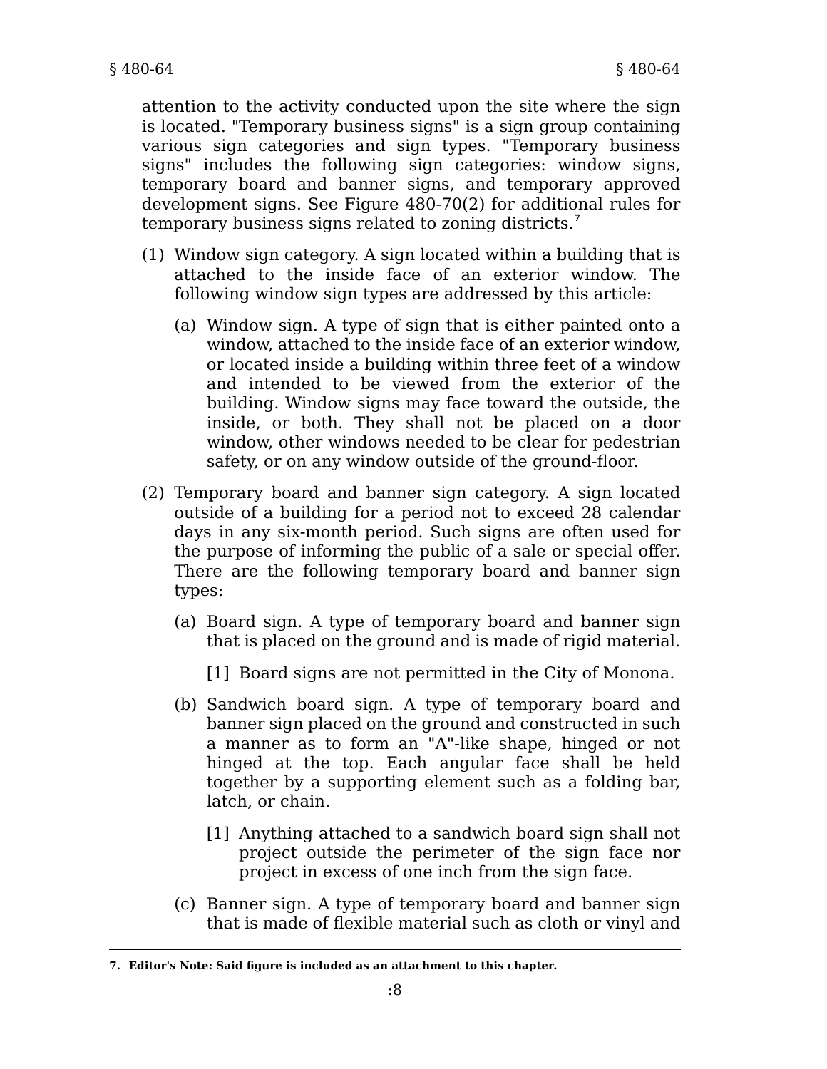attention to the activity conducted upon the site where the sign is located. "Temporary business signs" is a sign group containing various sign categories and sign types. "Temporary business signs" includes the following sign categories: window signs, temporary board and banner signs, and temporary approved development signs. See Figure 480-70(2) for additional rules for temporary business signs related to zoning districts.[7]

(1) Window sign category. A sign located within a building that is attached to the inside face of an exterior window. The following window sign types are addressed by this article:

(a) Window sign. A type of sign that is either painted onto a window, attached to the inside face of an exterior window, or located inside a building within three feet of a window and intended to be viewed from the exterior of the building. Window signs may face toward the outside, the inside, or both. They shall not be placed on a door window, other windows needed to be clear for pedestrian safety, or on any window outside of the ground-floor.

(2) Temporary board and banner sign category. A sign located outside of a building for a period not to exceed 28 calendar days in any six-month period. Such signs are often used for the purpose of informing the public of a sale or special offer. There are the following temporary board and banner sign types:

(a) Board sign. A type of temporary board and banner sign that is placed on the ground and is made of rigid material.

[1] Board signs are not permitted in the City of Monona.

(b) Sandwich board sign. A type of temporary board and banner sign placed on the ground and constructed in such a manner as to form an "A"-like shape, hinged or not hinged at the top. Each angular face shall be held together by a supporting element such as a folding bar, latch, or chain.

[1] Anything attached to a sandwich board sign shall not project outside the perimeter of the sign face nor project in excess of one inch from the sign face.

(c) Banner sign. A type of temporary board and banner sign that is made of flexible material such as cloth or vinyl and

---

7. **Editor's Note: Said figure is included as an attachment to this chapter.**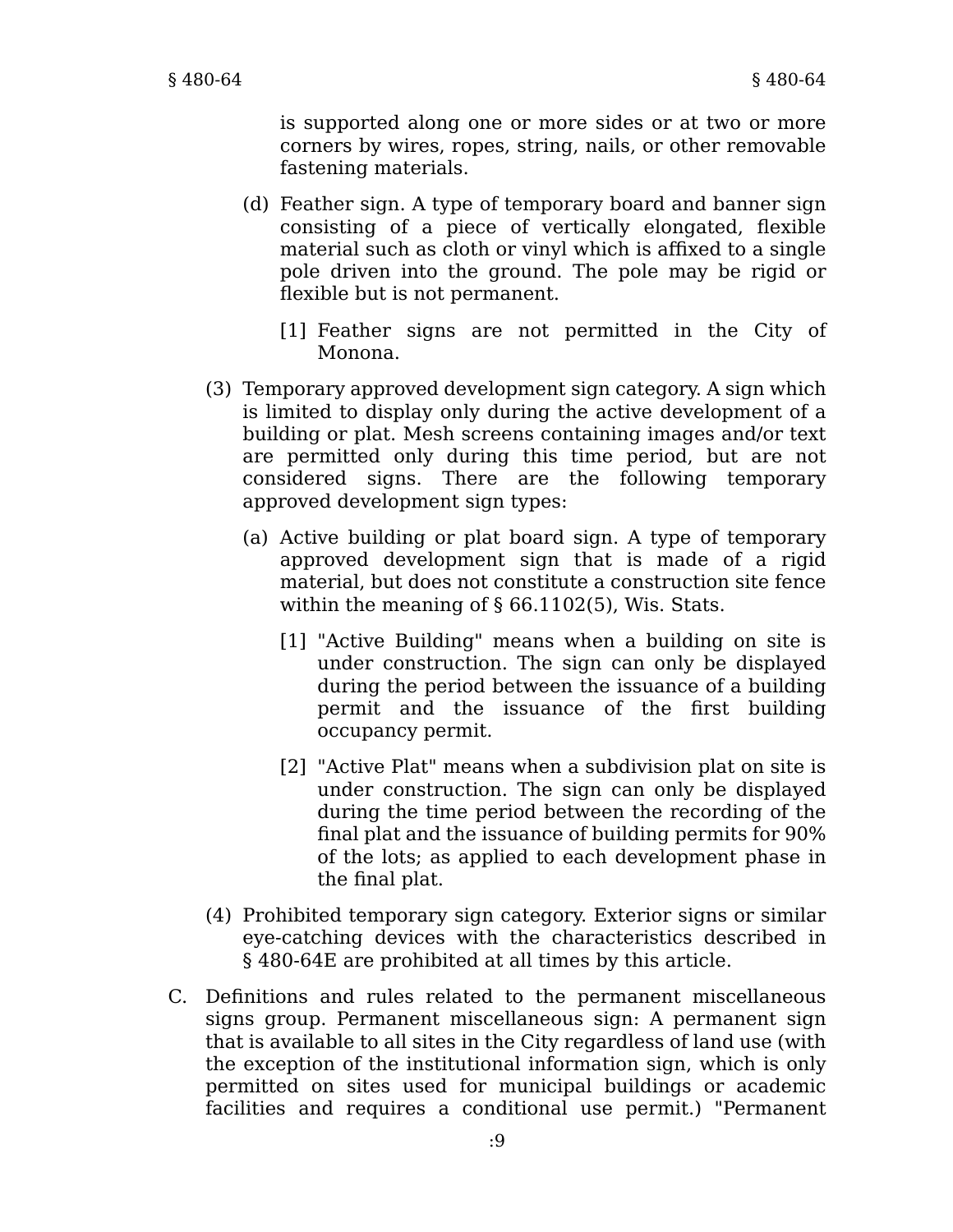is supported along one or more sides or at two or more corners by wires, ropes, string, nails, or other removable fastening materials.

(d) Feather sign. A type of temporary board and banner sign consisting of a piece of vertically elongated, flexible material such as cloth or vinyl which is affixed to a single pole driven into the ground. The pole may be rigid or flexible but is not permanent.

[1] Feather signs are not permitted in the City of Monona.

(3) Temporary approved development sign category. A sign which is limited to display only during the active development of a building or plat. Mesh screens containing images and/or text are permitted only during this time period, but are not considered signs. There are the following temporary approved development sign types:

(a) Active building or plat board sign. A type of temporary approved development sign that is made of a rigid material, but does not constitute a construction site fence within the meaning of § 66.1102(5), Wis. Stats.

[1] "Active Building" means when a building on site is under construction. The sign can only be displayed during the period between the issuance of a building permit and the issuance of the first building occupancy permit.

[2] "Active Plat" means when a subdivision plat on site is under construction. The sign can only be displayed during the time period between the recording of the final plat and the issuance of building permits for 90% of the lots; as applied to each development phase in the final plat.

(4) Prohibited temporary sign category. Exterior signs or similar eye-catching devices with the characteristics described in § 480-64E are prohibited at all times by this article.

C. Definitions and rules related to the permanent miscellaneous signs group. Permanent miscellaneous sign: A permanent sign that is available to all sites in the City regardless of land use (with the exception of the institutional information sign, which is only permitted on sites used for municipal buildings or academic facilities and requires a conditional use permit.) "Permanent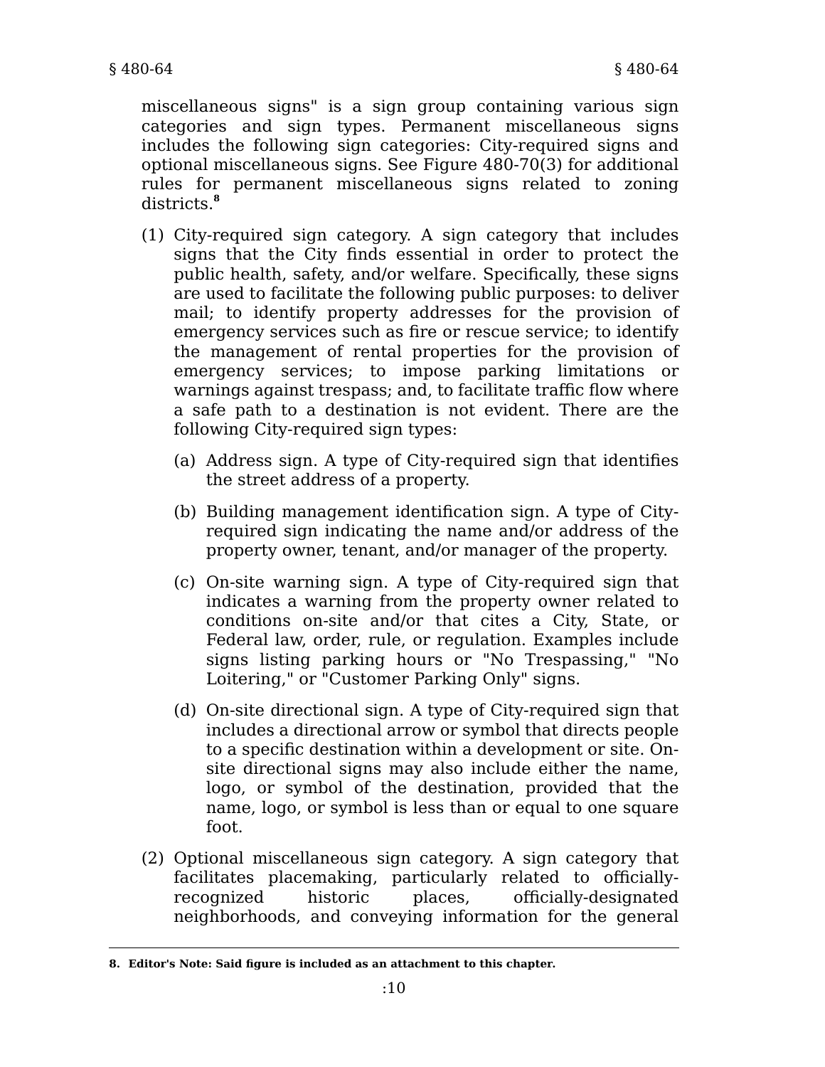miscellaneous signs" is a sign group containing various sign categories and sign types. Permanent miscellaneous signs includes the following sign categories: City-required signs and optional miscellaneous signs. See Figure 480-70(3) for additional rules for permanent miscellaneous signs related to zoning districts.[8]

(1) City-required sign category. A sign category that includes signs that the City finds essential in order to protect the public health, safety, and/or welfare. Specifically, these signs are used to facilitate the following public purposes: to deliver mail; to identify property addresses for the provision of emergency services such as fire or rescue service; to identify the management of rental properties for the provision of emergency services; to impose parking limitations or warnings against trespass; and, to facilitate traffic flow where a safe path to a destination is not evident. There are the following City-required sign types:

   (a) Address sign. A type of City-required sign that identifies the street address of a property.

   (b) Building management identification sign. A type of City-required sign indicating the name and/or address of the property owner, tenant, and/or manager of the property.

   (c) On-site warning sign. A type of City-required sign that indicates a warning from the property owner related to conditions on-site and/or that cites a City, State, or Federal law, order, rule, or regulation. Examples include signs listing parking hours or "No Trespassing," "No Loitering," or "Customer Parking Only" signs.

   (d) On-site directional sign. A type of City-required sign that includes a directional arrow or symbol that directs people to a specific destination within a development or site. On-site directional signs may also include either the name, logo, or symbol of the destination, provided that the name, logo, or symbol is less than or equal to one square foot.

(2) Optional miscellaneous sign category. A sign category that facilitates placemaking, particularly related to officially-recognized historic places, officially-designated neighborhoods, and conveying information for the general

---

**8. Editor's Note: Said figure is included as an attachment to this chapter.**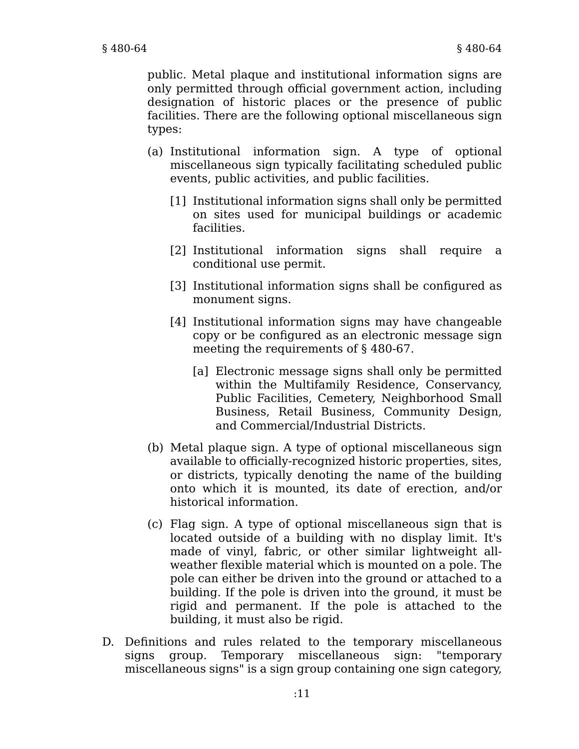public. Metal plaque and institutional information signs are only permitted through official government action, including designation of historic places or the presence of public facilities. There are the following optional miscellaneous sign types:

(a) Institutional information sign. A type of optional miscellaneous sign typically facilitating scheduled public events, public activities, and public facilities.

[1] Institutional information signs shall only be permitted on sites used for municipal buildings or academic facilities.

[2] Institutional information signs shall require a conditional use permit.

[3] Institutional information signs shall be configured as monument signs.

[4] Institutional information signs may have changeable copy or be configured as an electronic message sign meeting the requirements of § 480-67.

[a] Electronic message signs shall only be permitted within the Multifamily Residence, Conservancy, Public Facilities, Cemetery, Neighborhood Small Business, Retail Business, Community Design, and Commercial/Industrial Districts.

(b) Metal plaque sign. A type of optional miscellaneous sign available to officially-recognized historic properties, sites, or districts, typically denoting the name of the building onto which it is mounted, its date of erection, and/or historical information.

(c) Flag sign. A type of optional miscellaneous sign that is located outside of a building with no display limit. It's made of vinyl, fabric, or other similar lightweight all-weather flexible material which is mounted on a pole. The pole can either be driven into the ground or attached to a building. If the pole is driven into the ground, it must be rigid and permanent. If the pole is attached to the building, it must also be rigid.

D. Definitions and rules related to the temporary miscellaneous signs group. Temporary miscellaneous sign: "temporary miscellaneous signs" is a sign group containing one sign category,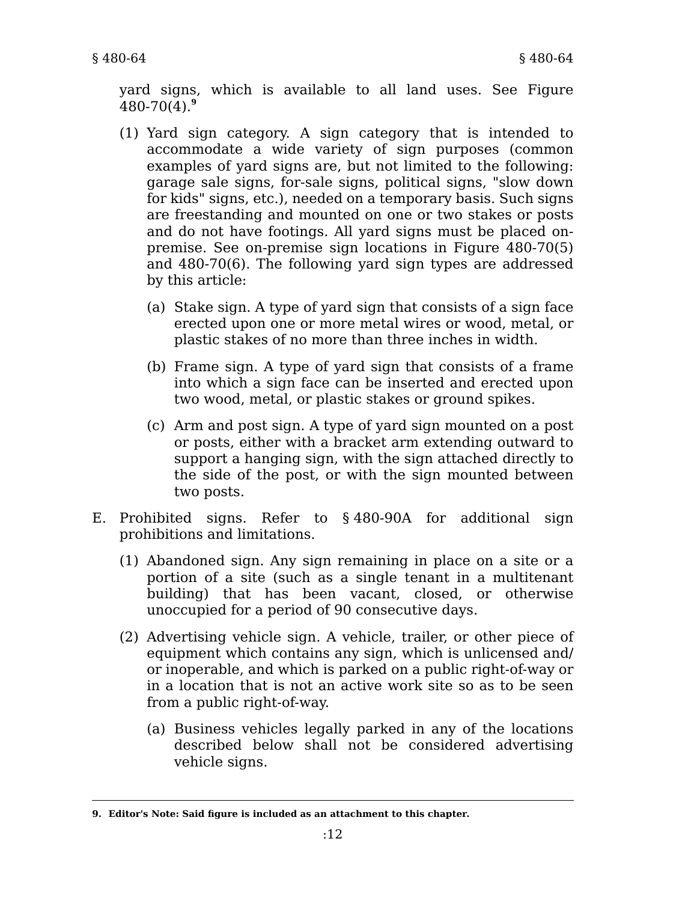yard signs, which is available to all land uses. See Figure 480-70(4).[9]

(1) Yard sign category. A sign category that is intended to accommodate a wide variety of sign purposes (common examples of yard signs are, but not limited to the following: garage sale signs, for-sale signs, political signs, "slow down for kids" signs, etc.), needed on a temporary basis. Such signs are freestanding and mounted on one or two stakes or posts and do not have footings. All yard signs must be placed on-premise. See on-premise sign locations in Figure 480-70(5) and 480-70(6). The following yard sign types are addressed by this article:

(a) Stake sign. A type of yard sign that consists of a sign face erected upon one or more metal wires or wood, metal, or plastic stakes of no more than three inches in width.

(b) Frame sign. A type of yard sign that consists of a frame into which a sign face can be inserted and erected upon two wood, metal, or plastic stakes or ground spikes.

(c) Arm and post sign. A type of yard sign mounted on a post or posts, either with a bracket arm extending outward to support a hanging sign, with the sign attached directly to the side of the post, or with the sign mounted between two posts.

E. Prohibited signs. Refer to § 480-90A for additional sign prohibitions and limitations.

(1) Abandoned sign. Any sign remaining in place on a site or a portion of a site (such as a single tenant in a multitenant building) that has been vacant, closed, or otherwise unoccupied for a period of 90 consecutive days.

(2) Advertising vehicle sign. A vehicle, trailer, or other piece of equipment which contains any sign, which is unlicensed and/or inoperable, and which is parked on a public right-of-way or in a location that is not an active work site so as to be seen from a public right-of-way.

(a) Business vehicles legally parked in any of the locations described below shall not be considered advertising vehicle signs.

---

**9. Editor's Note: Said figure is included as an attachment to this chapter.**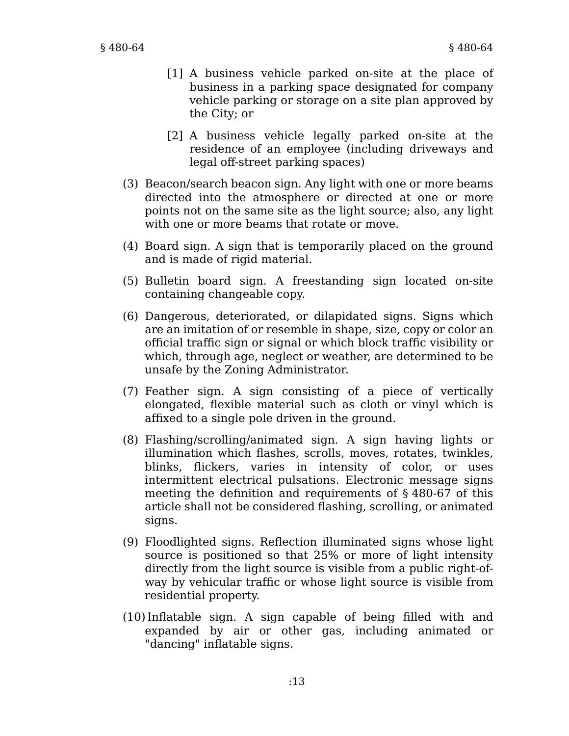[1] A business vehicle parked on-site at the place of business in a parking space designated for company vehicle parking or storage on a site plan approved by the City; or

[2] A business vehicle legally parked on-site at the residence of an employee (including driveways and legal off-street parking spaces)

(3) Beacon/search beacon sign. Any light with one or more beams directed into the atmosphere or directed at one or more points not on the same site as the light source; also, any light with one or more beams that rotate or move.

(4) Board sign. A sign that is temporarily placed on the ground and is made of rigid material.

(5) Bulletin board sign. A freestanding sign located on-site containing changeable copy.

(6) Dangerous, deteriorated, or dilapidated signs. Signs which are an imitation of or resemble in shape, size, copy or color an official traffic sign or signal or which block traffic visibility or which, through age, neglect or weather, are determined to be unsafe by the Zoning Administrator.

(7) Feather sign. A sign consisting of a piece of vertically elongated, flexible material such as cloth or vinyl which is affixed to a single pole driven in the ground.

(8) Flashing/scrolling/animated sign. A sign having lights or illumination which flashes, scrolls, moves, rotates, twinkles, blinks, flickers, varies in intensity of color, or uses intermittent electrical pulsations. Electronic message signs meeting the definition and requirements of § 480-67 of this article shall not be considered flashing, scrolling, or animated signs.

(9) Floodlighted signs. Reflection illuminated signs whose light source is positioned so that 25% or more of light intensity directly from the light source is visible from a public right-of-way by vehicular traffic or whose light source is visible from residential property.

(10) Inflatable sign. A sign capable of being filled with and expanded by air or other gas, including animated or "dancing" inflatable signs.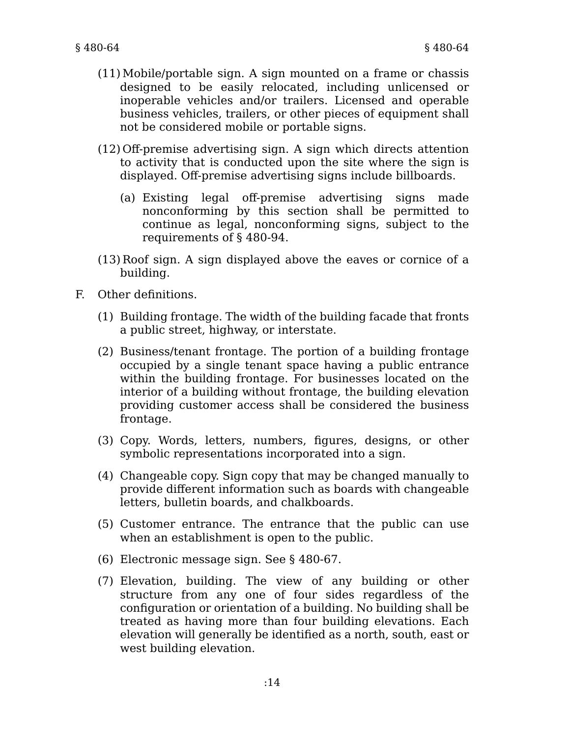(11) Mobile/portable sign. A sign mounted on a frame or chassis designed to be easily relocated, including unlicensed or inoperable vehicles and/or trailers. Licensed and operable business vehicles, trailers, or other pieces of equipment shall not be considered mobile or portable signs.

(12) Off-premise advertising sign. A sign which directs attention to activity that is conducted upon the site where the sign is displayed. Off-premise advertising signs include billboards.

(a) Existing legal off-premise advertising signs made nonconforming by this section shall be permitted to continue as legal, nonconforming signs, subject to the requirements of § 480-94.

(13) Roof sign. A sign displayed above the eaves or cornice of a building.

F. Other definitions.

(1) Building frontage. The width of the building facade that fronts a public street, highway, or interstate.

(2) Business/tenant frontage. The portion of a building frontage occupied by a single tenant space having a public entrance within the building frontage. For businesses located on the interior of a building without frontage, the building elevation providing customer access shall be considered the business frontage.

(3) Copy. Words, letters, numbers, figures, designs, or other symbolic representations incorporated into a sign.

(4) Changeable copy. Sign copy that may be changed manually to provide different information such as boards with changeable letters, bulletin boards, and chalkboards.

(5) Customer entrance. The entrance that the public can use when an establishment is open to the public.

(6) Electronic message sign. See § 480-67.

(7) Elevation, building. The view of any building or other structure from any one of four sides regardless of the configuration or orientation of a building. No building shall be treated as having more than four building elevations. Each elevation will generally be identified as a north, south, east or west building elevation.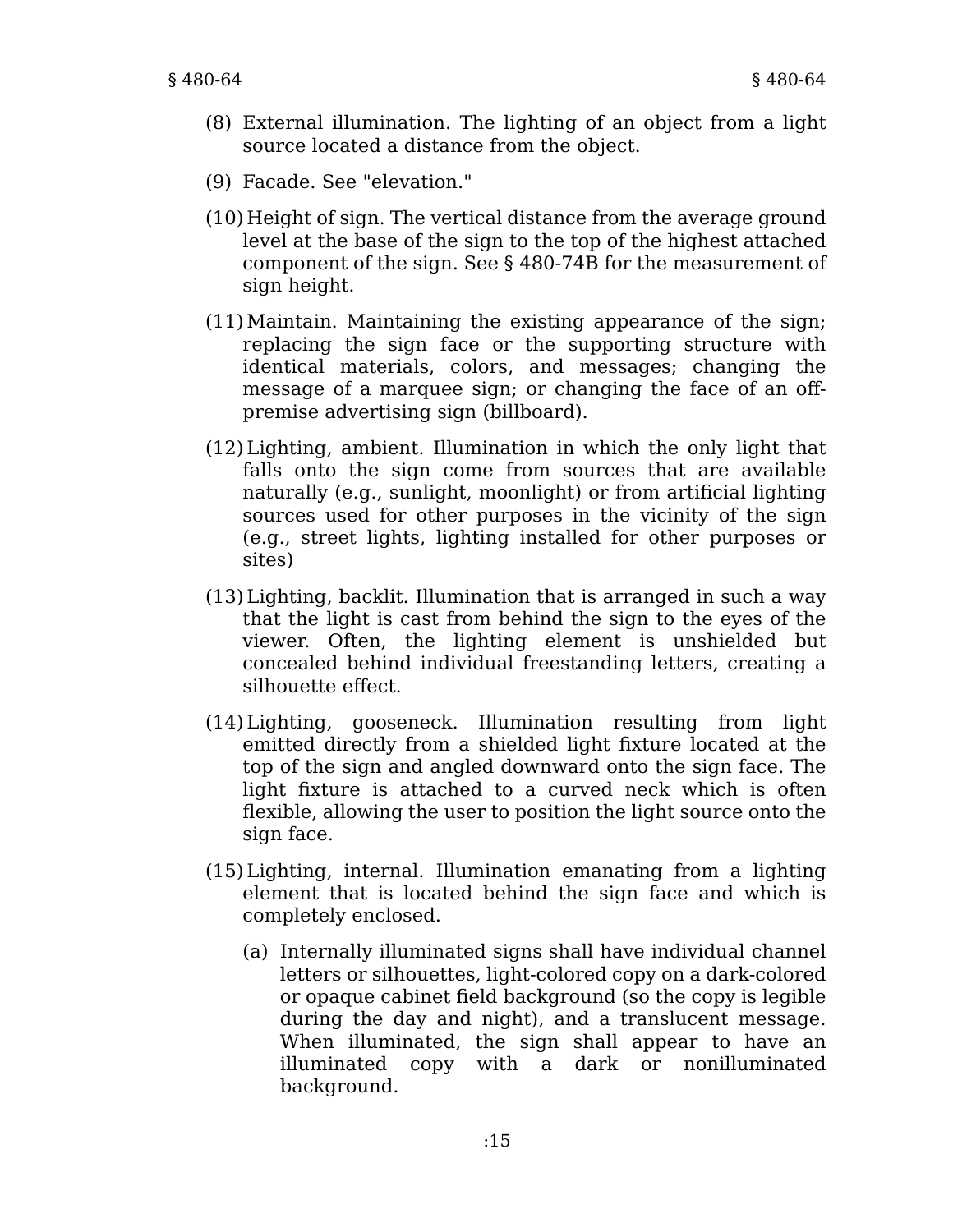(8) External illumination. The lighting of an object from a light source located a distance from the object.

(9) Facade. See "elevation."

(10) Height of sign. The vertical distance from the average ground level at the base of the sign to the top of the highest attached component of the sign. See § 480-74B for the measurement of sign height.

(11) Maintain. Maintaining the existing appearance of the sign; replacing the sign face or the supporting structure with identical materials, colors, and messages; changing the message of a marquee sign; or changing the face of an off-premise advertising sign (billboard).

(12) Lighting, ambient. Illumination in which the only light that falls onto the sign come from sources that are available naturally (e.g., sunlight, moonlight) or from artificial lighting sources used for other purposes in the vicinity of the sign (e.g., street lights, lighting installed for other purposes or sites)

(13) Lighting, backlit. Illumination that is arranged in such a way that the light is cast from behind the sign to the eyes of the viewer. Often, the lighting element is unshielded but concealed behind individual freestanding letters, creating a silhouette effect.

(14) Lighting, gooseneck. Illumination resulting from light emitted directly from a shielded light fixture located at the top of the sign and angled downward onto the sign face. The light fixture is attached to a curved neck which is often flexible, allowing the user to position the light source onto the sign face.

(15) Lighting, internal. Illumination emanating from a lighting element that is located behind the sign face and which is completely enclosed.

  (a) Internally illuminated signs shall have individual channel letters or silhouettes, light-colored copy on a dark-colored or opaque cabinet field background (so the copy is legible during the day and night), and a translucent message. When illuminated, the sign shall appear to have an illuminated copy with a dark or nonilluminated background.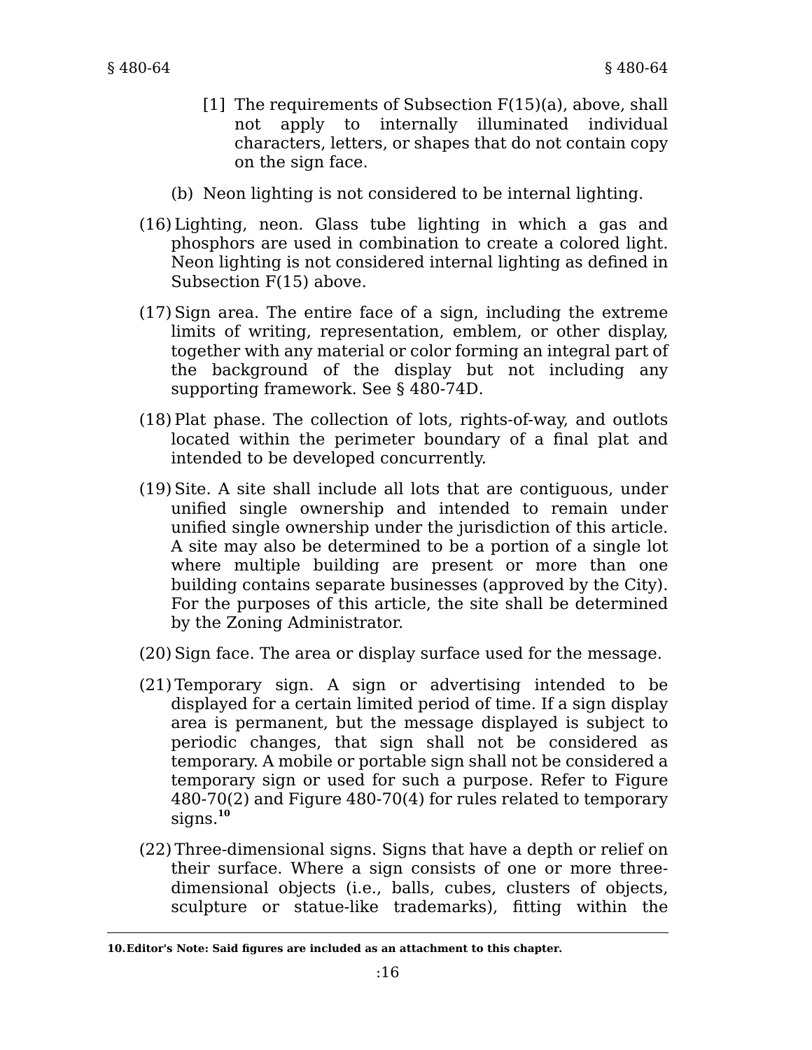[1] The requirements of Subsection F(15)(a), above, shall not apply to internally illuminated individual characters, letters, or shapes that do not contain copy on the sign face.

(b) Neon lighting is not considered to be internal lighting.

(16) Lighting, neon. Glass tube lighting in which a gas and phosphors are used in combination to create a colored light. Neon lighting is not considered internal lighting as defined in Subsection F(15) above.

(17) Sign area. The entire face of a sign, including the extreme limits of writing, representation, emblem, or other display, together with any material or color forming an integral part of the background of the display but not including any supporting framework. See § 480-74D.

(18) Plat phase. The collection of lots, rights-of-way, and outlots located within the perimeter boundary of a final plat and intended to be developed concurrently.

(19) Site. A site shall include all lots that are contiguous, under unified single ownership and intended to remain under unified single ownership under the jurisdiction of this article. A site may also be determined to be a portion of a single lot where multiple building are present or more than one building contains separate businesses (approved by the City). For the purposes of this article, the site shall be determined by the Zoning Administrator.

(20) Sign face. The area or display surface used for the message.

(21) Temporary sign. A sign or advertising intended to be displayed for a certain limited period of time. If a sign display area is permanent, but the message displayed is subject to periodic changes, that sign shall not be considered as temporary. A mobile or portable sign shall not be considered a temporary sign or used for such a purpose. Refer to Figure 480-70(2) and Figure 480-70(4) for rules related to temporary signs.[10]

(22) Three-dimensional signs. Signs that have a depth or relief on their surface. Where a sign consists of one or more three-dimensional objects (i.e., balls, cubes, clusters of objects, sculpture or statue-like trademarks), fitting within the

**10. Editor's Note: Said figures are included as an attachment to this chapter.**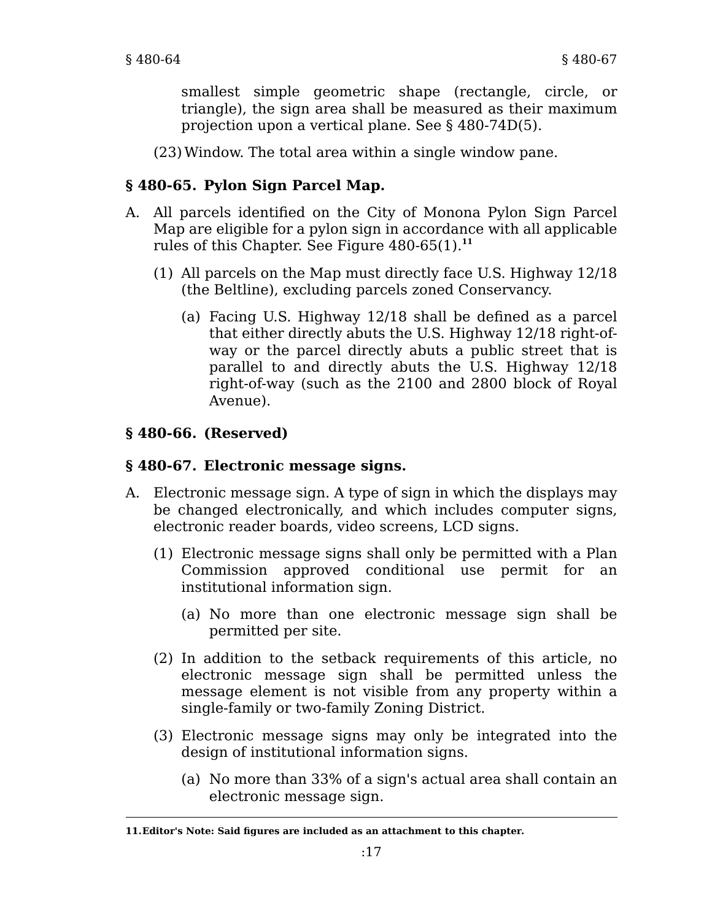smallest simple geometric shape (rectangle, circle, or triangle), the sign area shall be measured as their maximum projection upon a vertical plane. See § 480-74D(5).

(23) Window. The total area within a single window pane.

## § 480-65. Pylon Sign Parcel Map.

A. All parcels identified on the City of Monona Pylon Sign Parcel Map are eligible for a pylon sign in accordance with all applicable rules of this Chapter. See Figure 480-65(1).[11]

   (1) All parcels on the Map must directly face U.S. Highway 12/18 (the Beltline), excluding parcels zoned Conservancy.

      (a) Facing U.S. Highway 12/18 shall be defined as a parcel that either directly abuts the U.S. Highway 12/18 right-of-way or the parcel directly abuts a public street that is parallel to and directly abuts the U.S. Highway 12/18 right-of-way (such as the 2100 and 2800 block of Royal Avenue).

## § 480-66. (Reserved)

## § 480-67. Electronic message signs.

A. Electronic message sign. A type of sign in which the displays may be changed electronically, and which includes computer signs, electronic reader boards, video screens, LCD signs.

   (1) Electronic message signs shall only be permitted with a Plan Commission approved conditional use permit for an institutional information sign.

      (a) No more than one electronic message sign shall be permitted per site.

   (2) In addition to the setback requirements of this article, no electronic message sign shall be permitted unless the message element is not visible from any property within a single-family or two-family Zoning District.

   (3) Electronic message signs may only be integrated into the design of institutional information signs.

      (a) No more than 33% of a sign's actual area shall contain an electronic message sign.

---

**11. Editor's Note: Said figures are included as an attachment to this chapter.**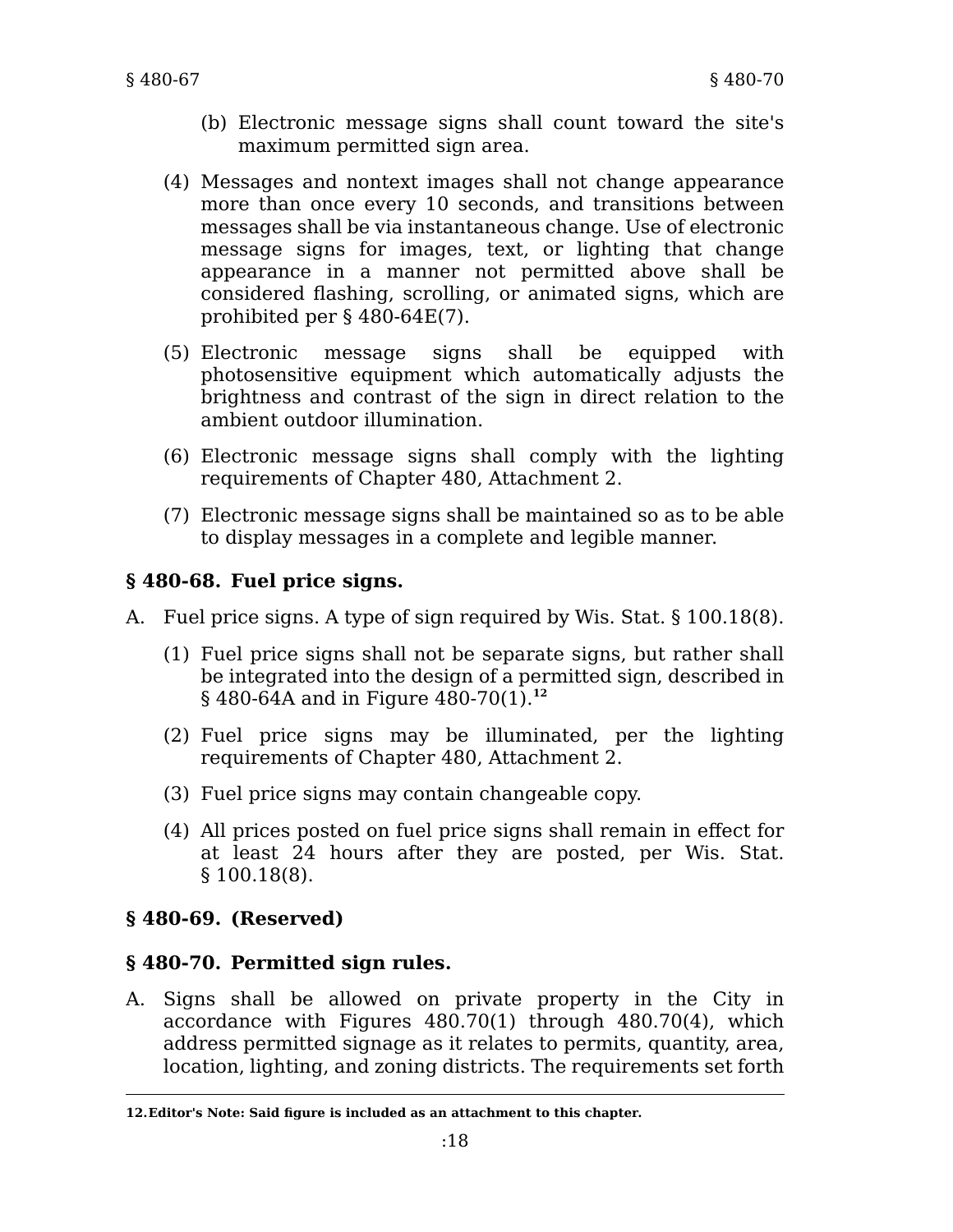(b) Electronic message signs shall count toward the site's maximum permitted sign area.

(4) Messages and nontext images shall not change appearance more than once every 10 seconds, and transitions between messages shall be via instantaneous change. Use of electronic message signs for images, text, or lighting that change appearance in a manner not permitted above shall be considered flashing, scrolling, or animated signs, which are prohibited per § 480-64E(7).

(5) Electronic message signs shall be equipped with photosensitive equipment which automatically adjusts the brightness and contrast of the sign in direct relation to the ambient outdoor illumination.

(6) Electronic message signs shall comply with the lighting requirements of Chapter 480, Attachment 2.

(7) Electronic message signs shall be maintained so as to be able to display messages in a complete and legible manner.

## § 480-68. Fuel price signs.

A. Fuel price signs. A type of sign required by Wis. Stat. § 100.18(8).

(1) Fuel price signs shall not be separate signs, but rather shall be integrated into the design of a permitted sign, described in § 480-64A and in Figure 480-70(1).[12]

(2) Fuel price signs may be illuminated, per the lighting requirements of Chapter 480, Attachment 2.

(3) Fuel price signs may contain changeable copy.

(4) All prices posted on fuel price signs shall remain in effect for at least 24 hours after they are posted, per Wis. Stat. § 100.18(8).

## § 480-69. (Reserved)

## § 480-70. Permitted sign rules.

A. Signs shall be allowed on private property in the City in accordance with Figures 480.70(1) through 480.70(4), which address permitted signage as it relates to permits, quantity, area, location, lighting, and zoning districts. The requirements set forth

---

**12. Editor's Note: Said figure is included as an attachment to this chapter.**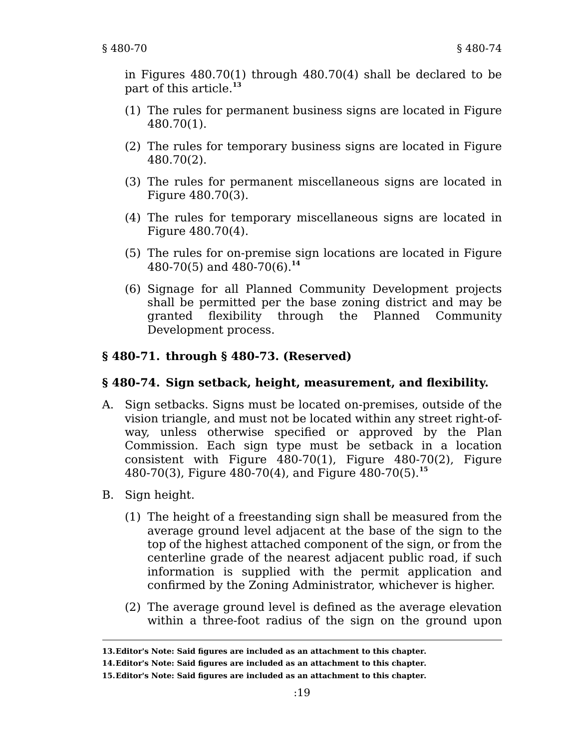in Figures 480.70(1) through 480.70(4) shall be declared to be part of this article.[13]

(1) The rules for permanent business signs are located in Figure 480.70(1).

(2) The rules for temporary business signs are located in Figure 480.70(2).

(3) The rules for permanent miscellaneous signs are located in Figure 480.70(3).

(4) The rules for temporary miscellaneous signs are located in Figure 480.70(4).

(5) The rules for on-premise sign locations are located in Figure 480-70(5) and 480-70(6).[14]

(6) Signage for all Planned Community Development projects shall be permitted per the base zoning district and may be granted flexibility through the Planned Community Development process.

### § 480-71. through § 480-73. (Reserved)

### § 480-74. Sign setback, height, measurement, and flexibility.

A. Sign setbacks. Signs must be located on-premises, outside of the vision triangle, and must not be located within any street right-of-way, unless otherwise specified or approved by the Plan Commission. Each sign type must be setback in a location consistent with Figure 480-70(1), Figure 480-70(2), Figure 480-70(3), Figure 480-70(4), and Figure 480-70(5).[15]

B. Sign height.

(1) The height of a freestanding sign shall be measured from the average ground level adjacent at the base of the sign to the top of the highest attached component of the sign, or from the centerline grade of the nearest adjacent public road, if such information is supplied with the permit application and confirmed by the Zoning Administrator, whichever is higher.

(2) The average ground level is defined as the average elevation within a three-foot radius of the sign on the ground upon

---

**13. Editor's Note: Said figures are included as an attachment to this chapter.**

**14. Editor's Note: Said figures are included as an attachment to this chapter.**

**15. Editor's Note: Said figures are included as an attachment to this chapter.**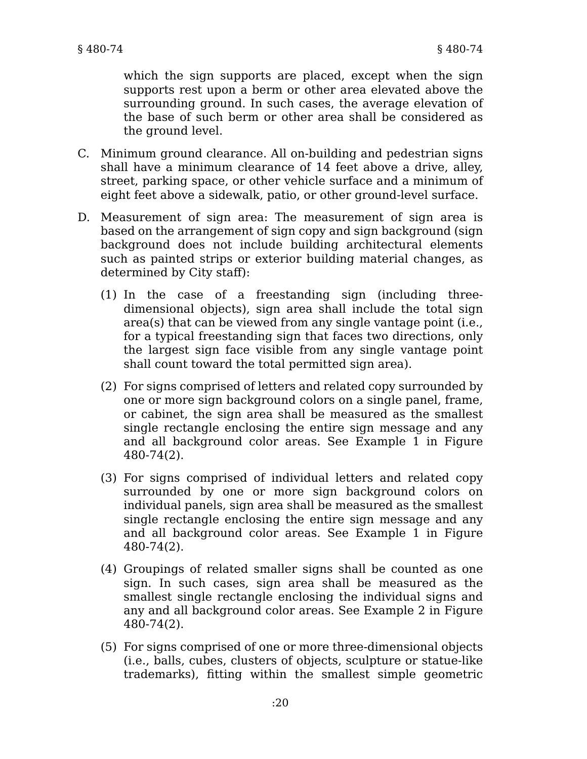which the sign supports are placed, except when the sign supports rest upon a berm or other area elevated above the surrounding ground. In such cases, the average elevation of the base of such berm or other area shall be considered as the ground level.

C. Minimum ground clearance. All on-building and pedestrian signs shall have a minimum clearance of 14 feet above a drive, alley, street, parking space, or other vehicle surface and a minimum of eight feet above a sidewalk, patio, or other ground-level surface.

D. Measurement of sign area: The measurement of sign area is based on the arrangement of sign copy and sign background (sign background does not include building architectural elements such as painted strips or exterior building material changes, as determined by City staff):

   (1) In the case of a freestanding sign (including three-dimensional objects), sign area shall include the total sign area(s) that can be viewed from any single vantage point (i.e., for a typical freestanding sign that faces two directions, only the largest sign face visible from any single vantage point shall count toward the total permitted sign area).

   (2) For signs comprised of letters and related copy surrounded by one or more sign background colors on a single panel, frame, or cabinet, the sign area shall be measured as the smallest single rectangle enclosing the entire sign message and any and all background color areas. See Example 1 in Figure 480-74(2).

   (3) For signs comprised of individual letters and related copy surrounded by one or more sign background colors on individual panels, sign area shall be measured as the smallest single rectangle enclosing the entire sign message and any and all background color areas. See Example 1 in Figure 480-74(2).

   (4) Groupings of related smaller signs shall be counted as one sign. In such cases, sign area shall be measured as the smallest single rectangle enclosing the individual signs and any and all background color areas. See Example 2 in Figure 480-74(2).

   (5) For signs comprised of one or more three-dimensional objects (i.e., balls, cubes, clusters of objects, sculpture or statue-like trademarks), fitting within the smallest simple geometric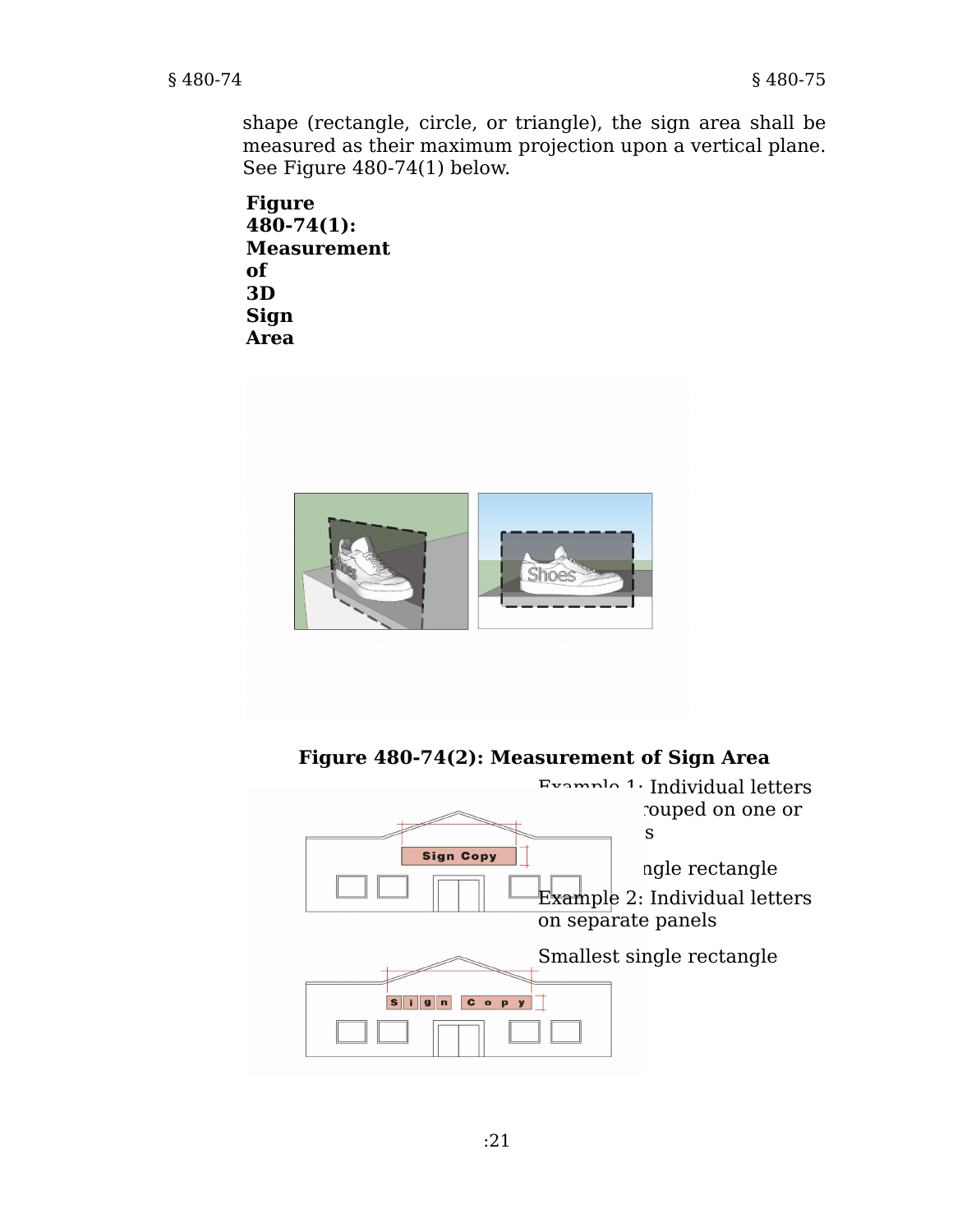shape (rectangle, circle, or triangle), the sign area shall be measured as their maximum projection upon a vertical plane. See Figure 480-74(1) below.

**Figure 480-74(1): Measurement of 3D Sign Area**

**Figure 480-74(2): Measurement of Sign Area**

Example 1: Individual letters grouped on one or s

ngle rectangle

Example 2: Individual letters on separate panels

Smallest single rectangle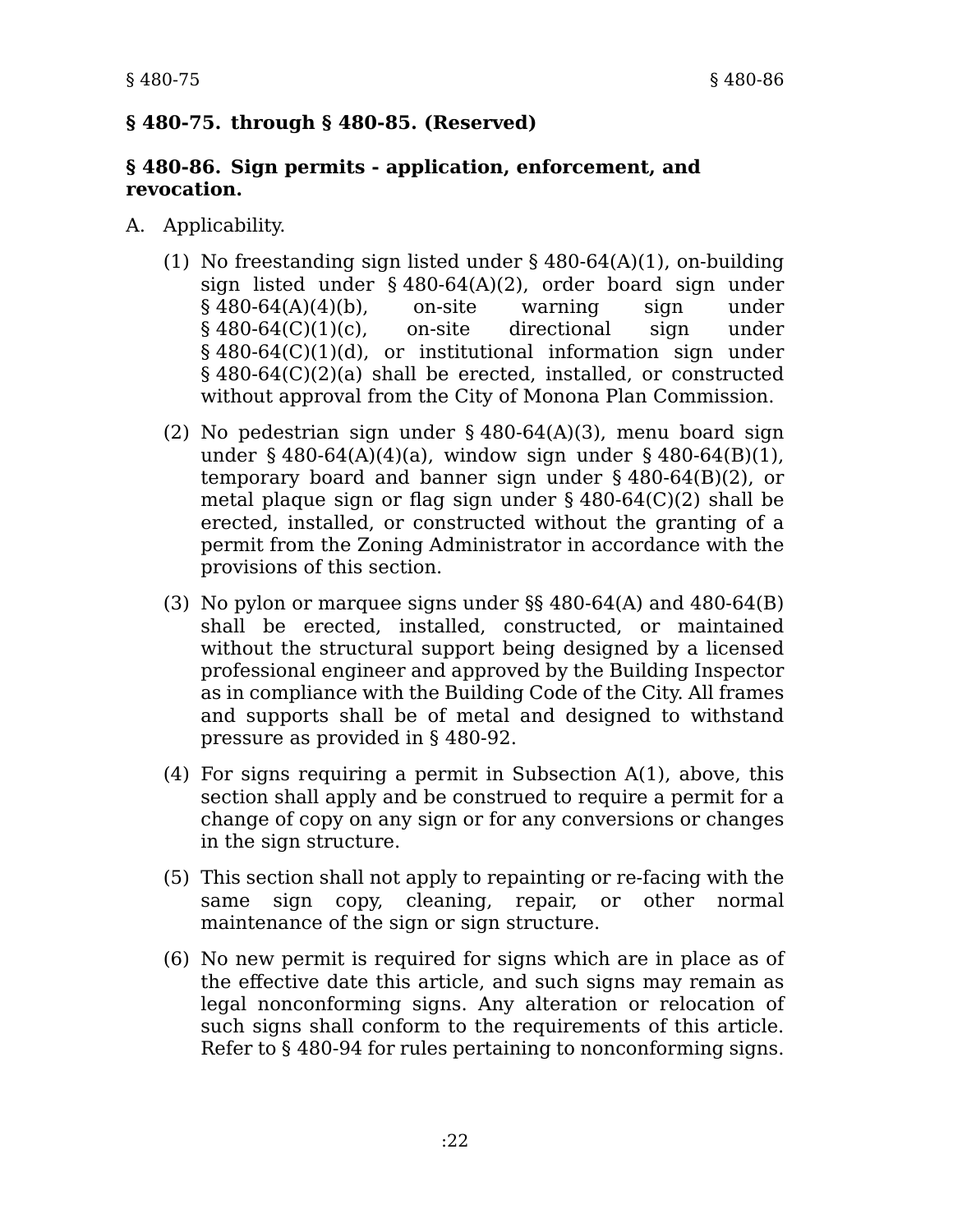## § 480-75. through § 480-85. (Reserved)

## § 480-86. Sign permits - application, enforcement, and revocation.

A. Applicability.

(1) No freestanding sign listed under § 480-64(A)(1), on-building sign listed under § 480-64(A)(2), order board sign under § 480-64(A)(4)(b), on-site warning sign under § 480-64(C)(1)(c), on-site directional sign under § 480-64(C)(1)(d), or institutional information sign under § 480-64(C)(2)(a) shall be erected, installed, or constructed without approval from the City of Monona Plan Commission.

(2) No pedestrian sign under § 480-64(A)(3), menu board sign under § 480-64(A)(4)(a), window sign under § 480-64(B)(1), temporary board and banner sign under § 480-64(B)(2), or metal plaque sign or flag sign under § 480-64(C)(2) shall be erected, installed, or constructed without the granting of a permit from the Zoning Administrator in accordance with the provisions of this section.

(3) No pylon or marquee signs under §§ 480-64(A) and 480-64(B) shall be erected, installed, constructed, or maintained without the structural support being designed by a licensed professional engineer and approved by the Building Inspector as in compliance with the Building Code of the City. All frames and supports shall be of metal and designed to withstand pressure as provided in § 480-92.

(4) For signs requiring a permit in Subsection A(1), above, this section shall apply and be construed to require a permit for a change of copy on any sign or for any conversions or changes in the sign structure.

(5) This section shall not apply to repainting or re-facing with the same sign copy, cleaning, repair, or other normal maintenance of the sign or sign structure.

(6) No new permit is required for signs which are in place as of the effective date this article, and such signs may remain as legal nonconforming signs. Any alteration or relocation of such signs shall conform to the requirements of this article. Refer to § 480-94 for rules pertaining to nonconforming signs.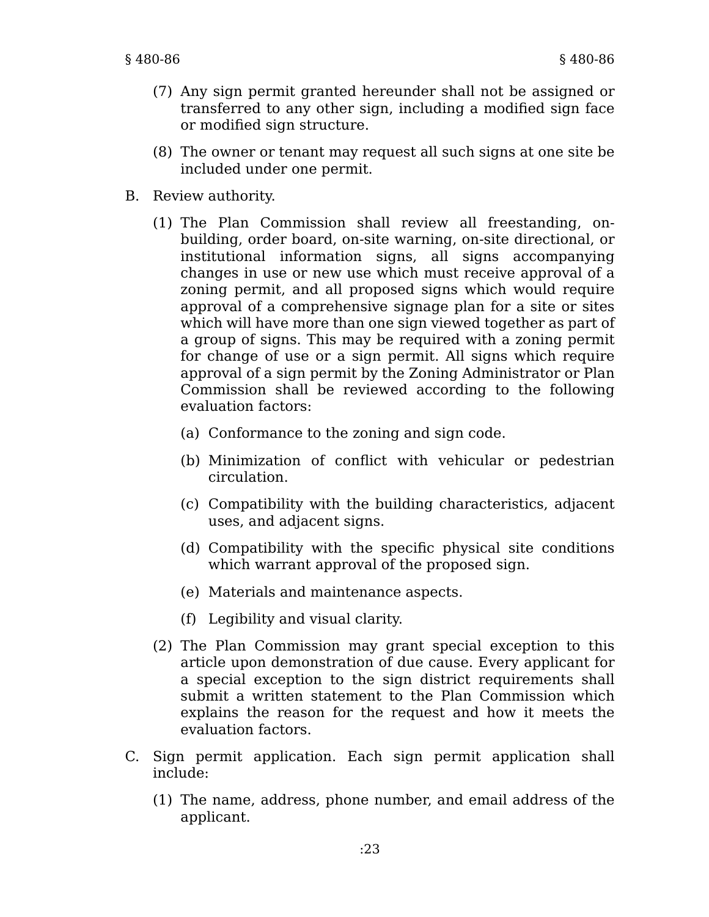(7) Any sign permit granted hereunder shall not be assigned or transferred to any other sign, including a modified sign face or modified sign structure.

(8) The owner or tenant may request all such signs at one site be included under one permit.

B. Review authority.

(1) The Plan Commission shall review all freestanding, on-building, order board, on-site warning, on-site directional, or institutional information signs, all signs accompanying changes in use or new use which must receive approval of a zoning permit, and all proposed signs which would require approval of a comprehensive signage plan for a site or sites which will have more than one sign viewed together as part of a group of signs. This may be required with a zoning permit for change of use or a sign permit. All signs which require approval of a sign permit by the Zoning Administrator or Plan Commission shall be reviewed according to the following evaluation factors:

(a) Conformance to the zoning and sign code.

(b) Minimization of conflict with vehicular or pedestrian circulation.

(c) Compatibility with the building characteristics, adjacent uses, and adjacent signs.

(d) Compatibility with the specific physical site conditions which warrant approval of the proposed sign.

(e) Materials and maintenance aspects.

(f) Legibility and visual clarity.

(2) The Plan Commission may grant special exception to this article upon demonstration of due cause. Every applicant for a special exception to the sign district requirements shall submit a written statement to the Plan Commission which explains the reason for the request and how it meets the evaluation factors.

C. Sign permit application. Each sign permit application shall include:

(1) The name, address, phone number, and email address of the applicant.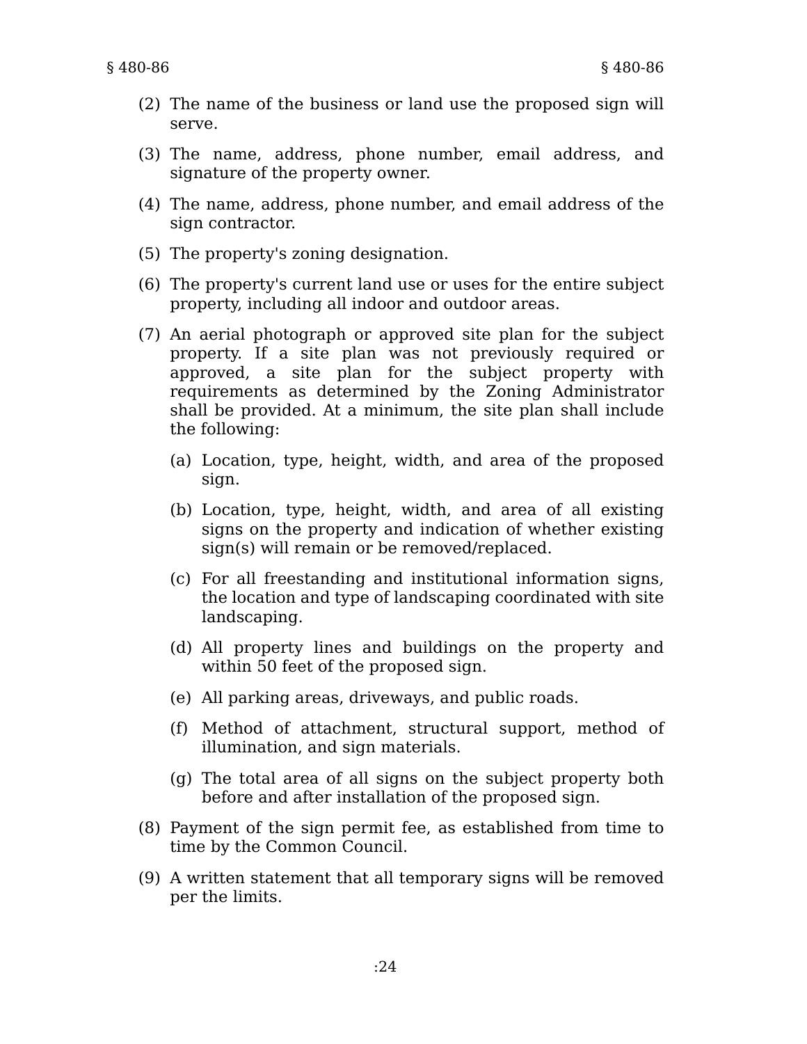(2) The name of the business or land use the proposed sign will serve.

(3) The name, address, phone number, email address, and signature of the property owner.

(4) The name, address, phone number, and email address of the sign contractor.

(5) The property's zoning designation.

(6) The property's current land use or uses for the entire subject property, including all indoor and outdoor areas.

(7) An aerial photograph or approved site plan for the subject property. If a site plan was not previously required or approved, a site plan for the subject property with requirements as determined by the Zoning Administrator shall be provided. At a minimum, the site plan shall include the following:

   (a) Location, type, height, width, and area of the proposed sign.

   (b) Location, type, height, width, and area of all existing signs on the property and indication of whether existing sign(s) will remain or be removed/replaced.

   (c) For all freestanding and institutional information signs, the location and type of landscaping coordinated with site landscaping.

   (d) All property lines and buildings on the property and within 50 feet of the proposed sign.

   (e) All parking areas, driveways, and public roads.

   (f) Method of attachment, structural support, method of illumination, and sign materials.

   (g) The total area of all signs on the subject property both before and after installation of the proposed sign.

(8) Payment of the sign permit fee, as established from time to time by the Common Council.

(9) A written statement that all temporary signs will be removed per the limits.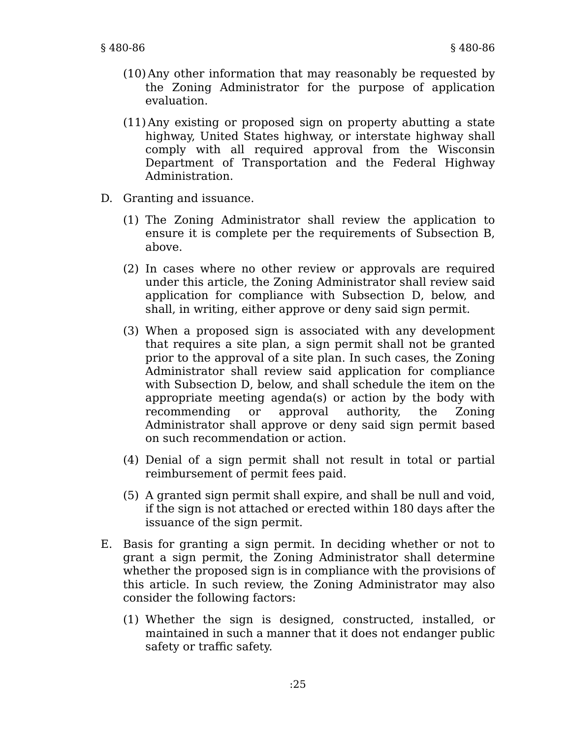(10) Any other information that may reasonably be requested by the Zoning Administrator for the purpose of application evaluation.

(11) Any existing or proposed sign on property abutting a state highway, United States highway, or interstate highway shall comply with all required approval from the Wisconsin Department of Transportation and the Federal Highway Administration.

D. Granting and issuance.

(1) The Zoning Administrator shall review the application to ensure it is complete per the requirements of Subsection B, above.

(2) In cases where no other review or approvals are required under this article, the Zoning Administrator shall review said application for compliance with Subsection D, below, and shall, in writing, either approve or deny said sign permit.

(3) When a proposed sign is associated with any development that requires a site plan, a sign permit shall not be granted prior to the approval of a site plan. In such cases, the Zoning Administrator shall review said application for compliance with Subsection D, below, and shall schedule the item on the appropriate meeting agenda(s) or action by the body with recommending or approval authority, the Zoning Administrator shall approve or deny said sign permit based on such recommendation or action.

(4) Denial of a sign permit shall not result in total or partial reimbursement of permit fees paid.

(5) A granted sign permit shall expire, and shall be null and void, if the sign is not attached or erected within 180 days after the issuance of the sign permit.

E. Basis for granting a sign permit. In deciding whether or not to grant a sign permit, the Zoning Administrator shall determine whether the proposed sign is in compliance with the provisions of this article. In such review, the Zoning Administrator may also consider the following factors:

(1) Whether the sign is designed, constructed, installed, or maintained in such a manner that it does not endanger public safety or traffic safety.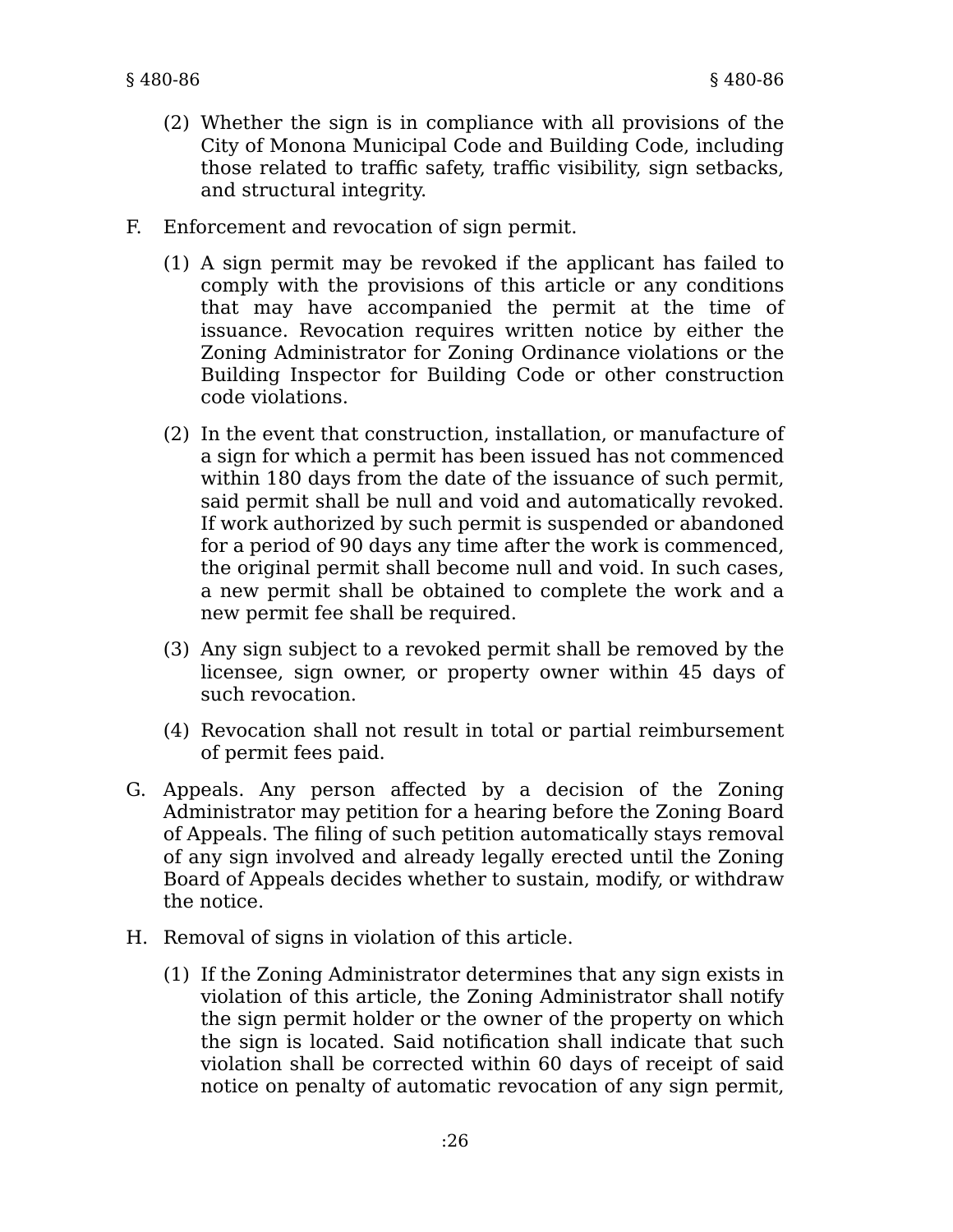(2) Whether the sign is in compliance with all provisions of the City of Monona Municipal Code and Building Code, including those related to traffic safety, traffic visibility, sign setbacks, and structural integrity.

F. Enforcement and revocation of sign permit.

(1) A sign permit may be revoked if the applicant has failed to comply with the provisions of this article or any conditions that may have accompanied the permit at the time of issuance. Revocation requires written notice by either the Zoning Administrator for Zoning Ordinance violations or the Building Inspector for Building Code or other construction code violations.

(2) In the event that construction, installation, or manufacture of a sign for which a permit has been issued has not commenced within 180 days from the date of the issuance of such permit, said permit shall be null and void and automatically revoked. If work authorized by such permit is suspended or abandoned for a period of 90 days any time after the work is commenced, the original permit shall become null and void. In such cases, a new permit shall be obtained to complete the work and a new permit fee shall be required.

(3) Any sign subject to a revoked permit shall be removed by the licensee, sign owner, or property owner within 45 days of such revocation.

(4) Revocation shall not result in total or partial reimbursement of permit fees paid.

G. Appeals. Any person affected by a decision of the Zoning Administrator may petition for a hearing before the Zoning Board of Appeals. The filing of such petition automatically stays removal of any sign involved and already legally erected until the Zoning Board of Appeals decides whether to sustain, modify, or withdraw the notice.

H. Removal of signs in violation of this article.

(1) If the Zoning Administrator determines that any sign exists in violation of this article, the Zoning Administrator shall notify the sign permit holder or the owner of the property on which the sign is located. Said notification shall indicate that such violation shall be corrected within 60 days of receipt of said notice on penalty of automatic revocation of any sign permit,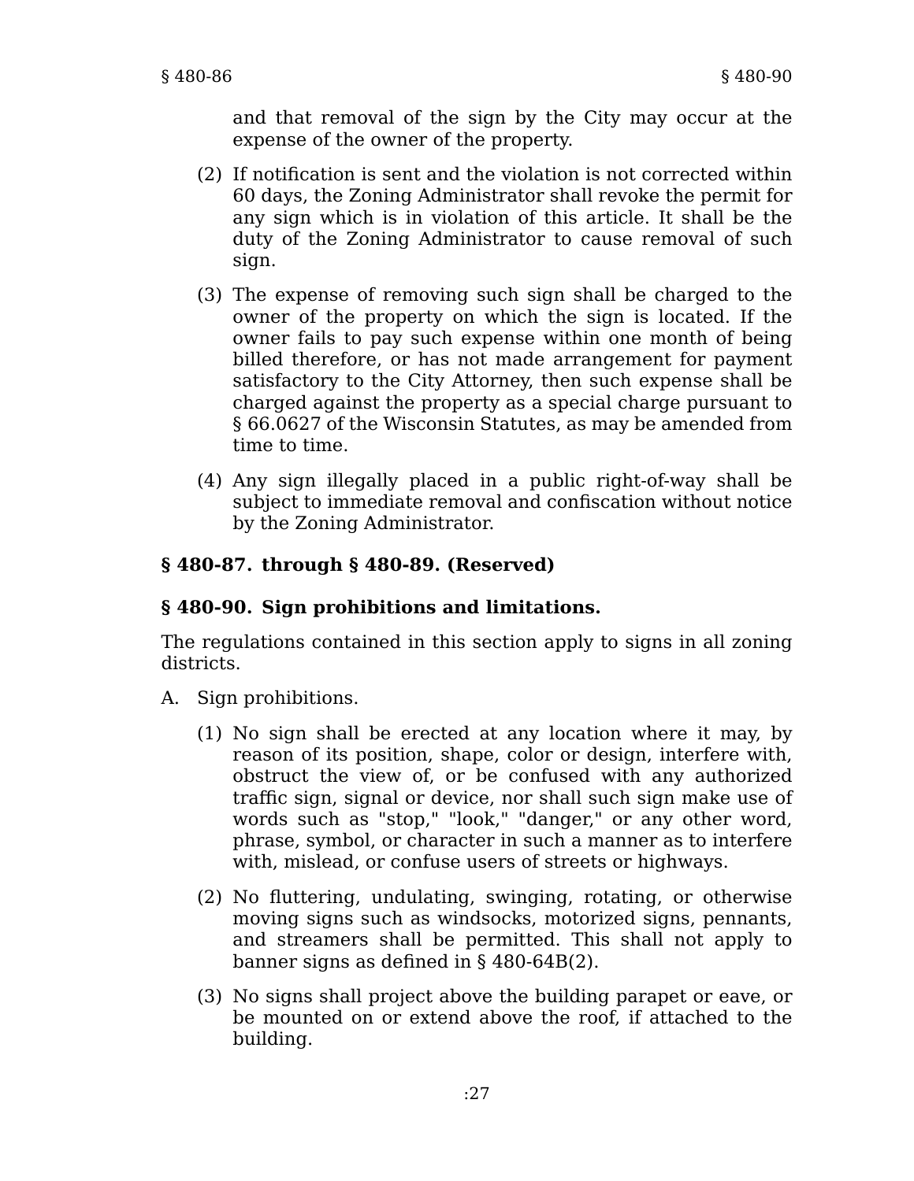and that removal of the sign by the City may occur at the expense of the owner of the property.

(2) If notification is sent and the violation is not corrected within 60 days, the Zoning Administrator shall revoke the permit for any sign which is in violation of this article. It shall be the duty of the Zoning Administrator to cause removal of such sign.

(3) The expense of removing such sign shall be charged to the owner of the property on which the sign is located. If the owner fails to pay such expense within one month of being billed therefore, or has not made arrangement for payment satisfactory to the City Attorney, then such expense shall be charged against the property as a special charge pursuant to § 66.0627 of the Wisconsin Statutes, as may be amended from time to time.

(4) Any sign illegally placed in a public right-of-way shall be subject to immediate removal and confiscation without notice by the Zoning Administrator.

**§ 480-87. through § 480-89. (Reserved)**

**§ 480-90. Sign prohibitions and limitations.**

The regulations contained in this section apply to signs in all zoning districts.

A. Sign prohibitions.

(1) No sign shall be erected at any location where it may, by reason of its position, shape, color or design, interfere with, obstruct the view of, or be confused with any authorized traffic sign, signal or device, nor shall such sign make use of words such as "stop," "look," "danger," or any other word, phrase, symbol, or character in such a manner as to interfere with, mislead, or confuse users of streets or highways.

(2) No fluttering, undulating, swinging, rotating, or otherwise moving signs such as windsocks, motorized signs, pennants, and streamers shall be permitted. This shall not apply to banner signs as defined in § 480-64B(2).

(3) No signs shall project above the building parapet or eave, or be mounted on or extend above the roof, if attached to the building.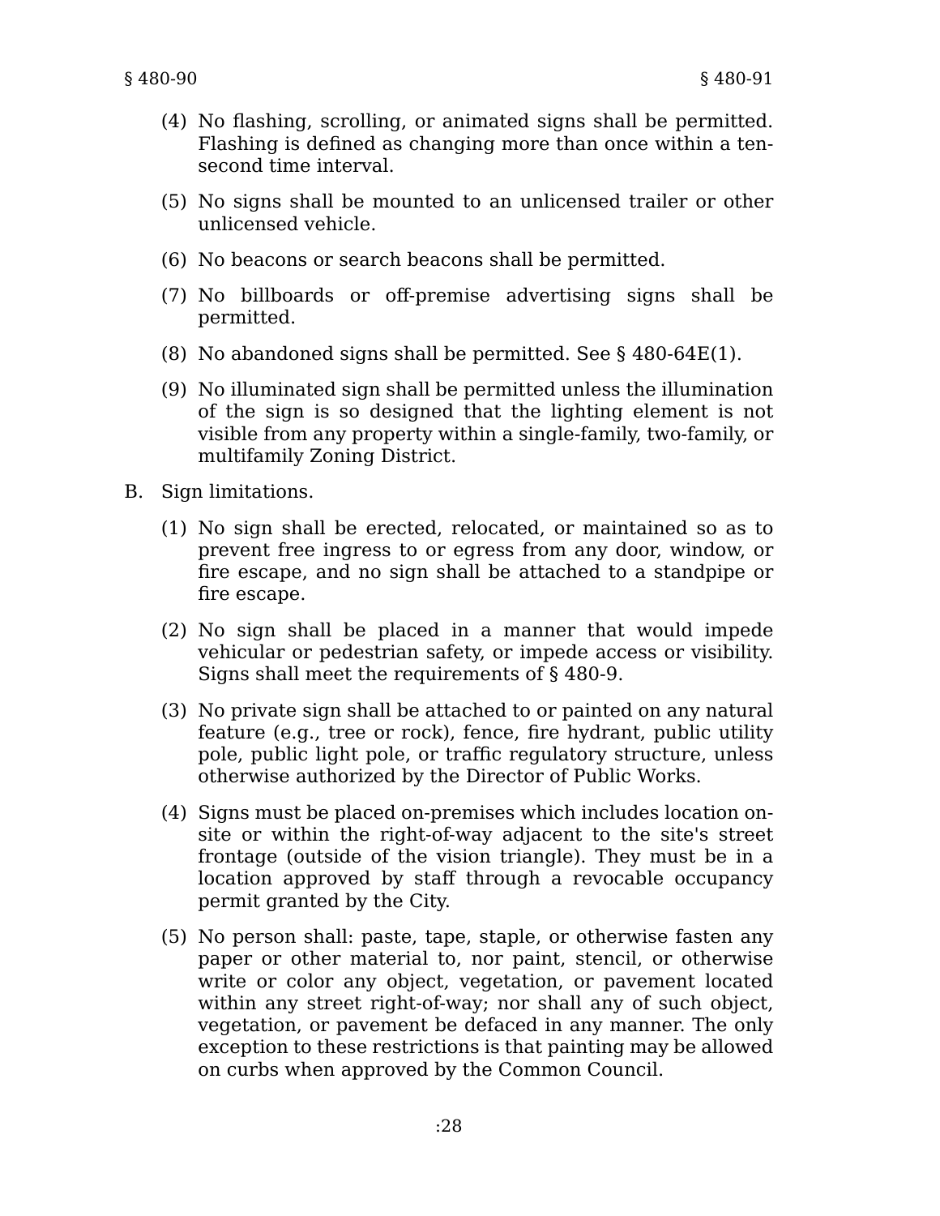(4) No flashing, scrolling, or animated signs shall be permitted. Flashing is defined as changing more than once within a ten-second time interval.

(5) No signs shall be mounted to an unlicensed trailer or other unlicensed vehicle.

(6) No beacons or search beacons shall be permitted.

(7) No billboards or off-premise advertising signs shall be permitted.

(8) No abandoned signs shall be permitted. See § 480-64E(1).

(9) No illuminated sign shall be permitted unless the illumination of the sign is so designed that the lighting element is not visible from any property within a single-family, two-family, or multifamily Zoning District.

B. Sign limitations.

(1) No sign shall be erected, relocated, or maintained so as to prevent free ingress to or egress from any door, window, or fire escape, and no sign shall be attached to a standpipe or fire escape.

(2) No sign shall be placed in a manner that would impede vehicular or pedestrian safety, or impede access or visibility. Signs shall meet the requirements of § 480-9.

(3) No private sign shall be attached to or painted on any natural feature (e.g., tree or rock), fence, fire hydrant, public utility pole, public light pole, or traffic regulatory structure, unless otherwise authorized by the Director of Public Works.

(4) Signs must be placed on-premises which includes location on-site or within the right-of-way adjacent to the site's street frontage (outside of the vision triangle). They must be in a location approved by staff through a revocable occupancy permit granted by the City.

(5) No person shall: paste, tape, staple, or otherwise fasten any paper or other material to, nor paint, stencil, or otherwise write or color any object, vegetation, or pavement located within any street right-of-way; nor shall any of such object, vegetation, or pavement be defaced in any manner. The only exception to these restrictions is that painting may be allowed on curbs when approved by the Common Council.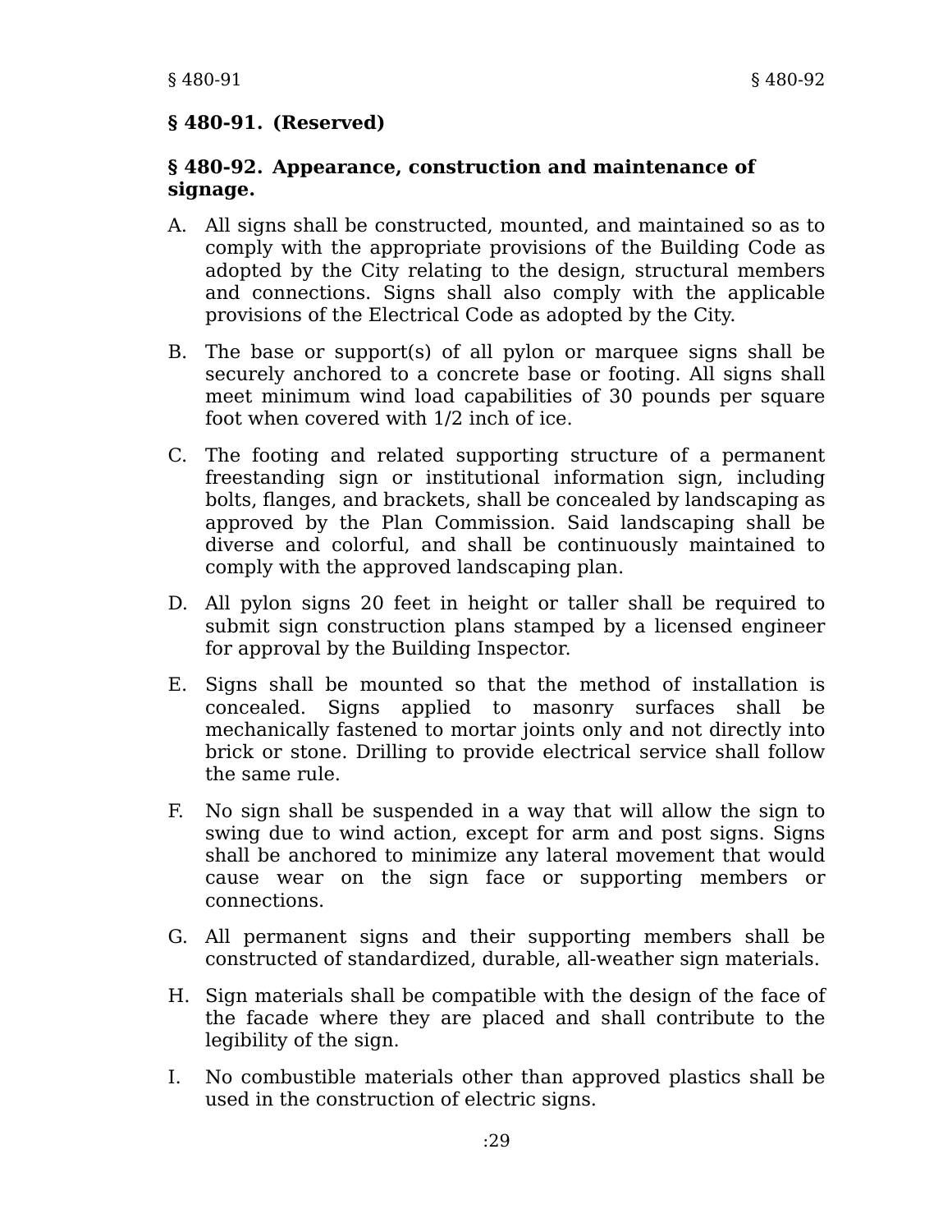### § 480-91. (Reserved)

### § 480-92. Appearance, construction and maintenance of signage.

A. All signs shall be constructed, mounted, and maintained so as to comply with the appropriate provisions of the Building Code as adopted by the City relating to the design, structural members and connections. Signs shall also comply with the applicable provisions of the Electrical Code as adopted by the City.

B. The base or support(s) of all pylon or marquee signs shall be securely anchored to a concrete base or footing. All signs shall meet minimum wind load capabilities of 30 pounds per square foot when covered with 1/2 inch of ice.

C. The footing and related supporting structure of a permanent freestanding sign or institutional information sign, including bolts, flanges, and brackets, shall be concealed by landscaping as approved by the Plan Commission. Said landscaping shall be diverse and colorful, and shall be continuously maintained to comply with the approved landscaping plan.

D. All pylon signs 20 feet in height or taller shall be required to submit sign construction plans stamped by a licensed engineer for approval by the Building Inspector.

E. Signs shall be mounted so that the method of installation is concealed. Signs applied to masonry surfaces shall be mechanically fastened to mortar joints only and not directly into brick or stone. Drilling to provide electrical service shall follow the same rule.

F. No sign shall be suspended in a way that will allow the sign to swing due to wind action, except for arm and post signs. Signs shall be anchored to minimize any lateral movement that would cause wear on the sign face or supporting members or connections.

G. All permanent signs and their supporting members shall be constructed of standardized, durable, all-weather sign materials.

H. Sign materials shall be compatible with the design of the face of the facade where they are placed and shall contribute to the legibility of the sign.

I. No combustible materials other than approved plastics shall be used in the construction of electric signs.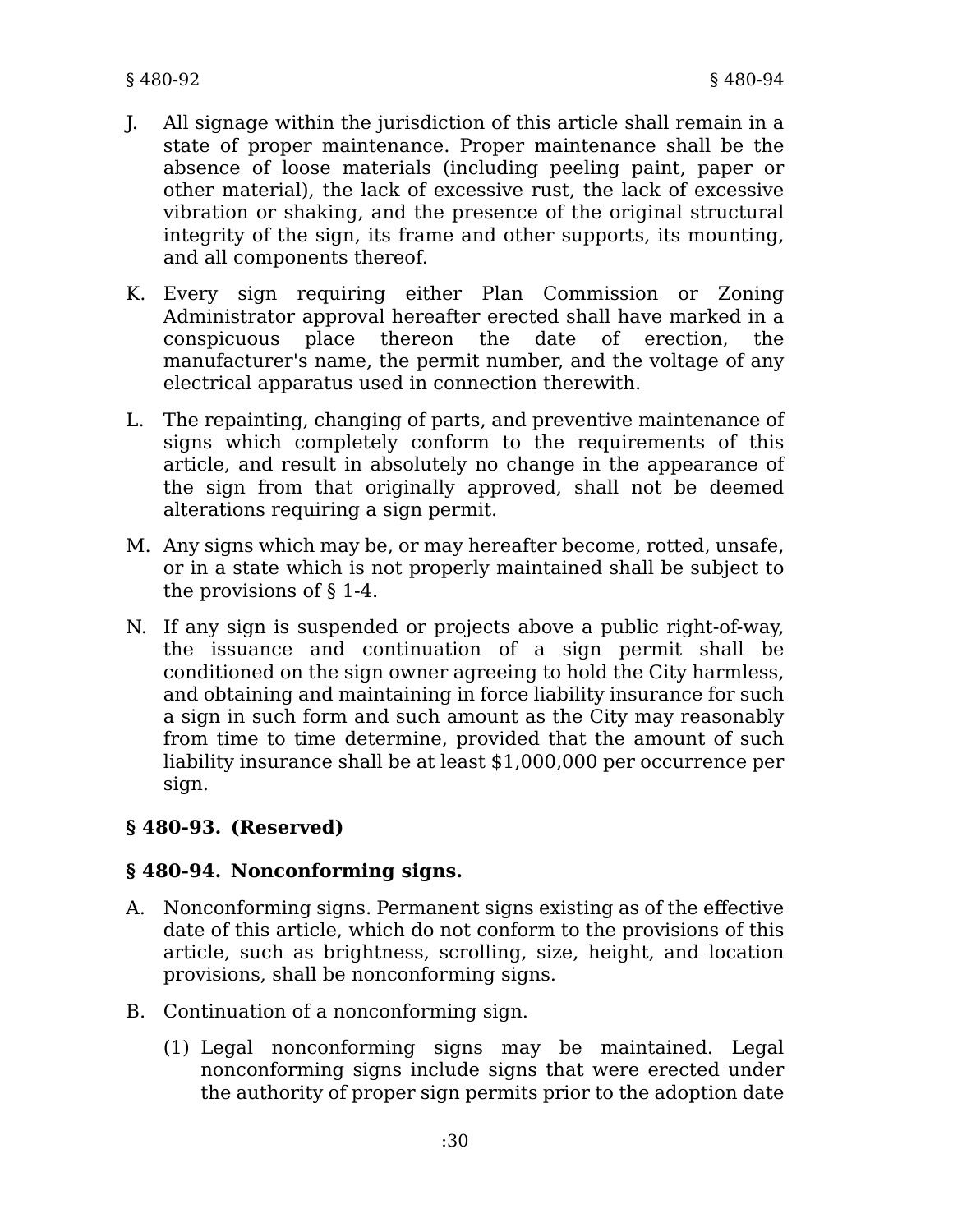J. All signage within the jurisdiction of this article shall remain in a state of proper maintenance. Proper maintenance shall be the absence of loose materials (including peeling paint, paper or other material), the lack of excessive rust, the lack of excessive vibration or shaking, and the presence of the original structural integrity of the sign, its frame and other supports, its mounting, and all components thereof.

K. Every sign requiring either Plan Commission or Zoning Administrator approval hereafter erected shall have marked in a conspicuous place thereon the date of erection, the manufacturer's name, the permit number, and the voltage of any electrical apparatus used in connection therewith.

L. The repainting, changing of parts, and preventive maintenance of signs which completely conform to the requirements of this article, and result in absolutely no change in the appearance of the sign from that originally approved, shall not be deemed alterations requiring a sign permit.

M. Any signs which may be, or may hereafter become, rotted, unsafe, or in a state which is not properly maintained shall be subject to the provisions of § 1-4.

N. If any sign is suspended or projects above a public right-of-way, the issuance and continuation of a sign permit shall be conditioned on the sign owner agreeing to hold the City harmless, and obtaining and maintaining in force liability insurance for such a sign in such form and such amount as the City may reasonably from time to time determine, provided that the amount of such liability insurance shall be at least $1,000,000 per occurrence per sign.

### § 480-93. (Reserved)

### § 480-94. Nonconforming signs.

A. Nonconforming signs. Permanent signs existing as of the effective date of this article, which do not conform to the provisions of this article, such as brightness, scrolling, size, height, and location provisions, shall be nonconforming signs.

B. Continuation of a nonconforming sign.

   (1) Legal nonconforming signs may be maintained. Legal nonconforming signs include signs that were erected under the authority of proper sign permits prior to the adoption date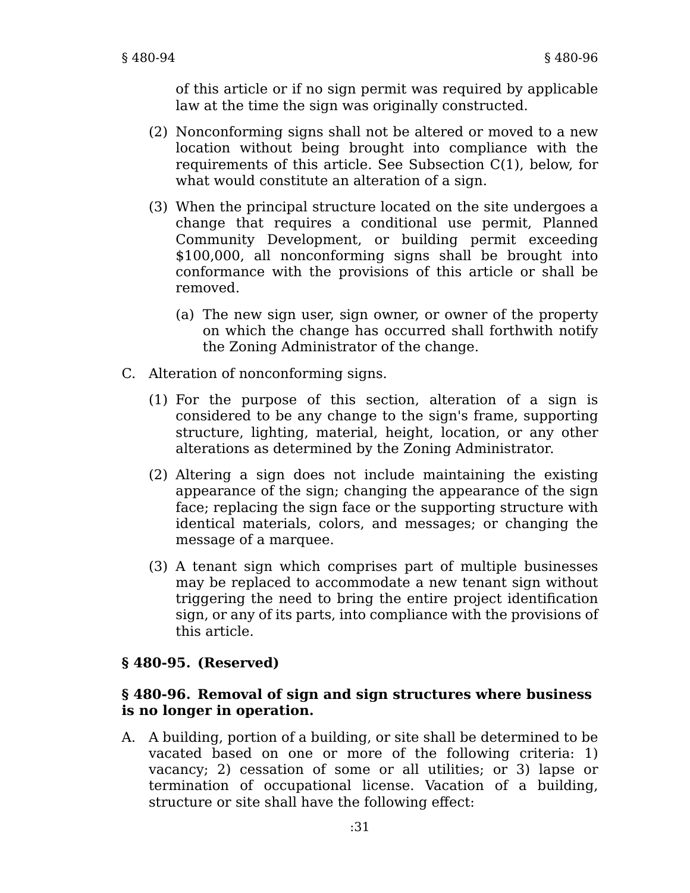of this article or if no sign permit was required by applicable law at the time the sign was originally constructed.

(2) Nonconforming signs shall not be altered or moved to a new location without being brought into compliance with the requirements of this article. See Subsection C(1), below, for what would constitute an alteration of a sign.

(3) When the principal structure located on the site undergoes a change that requires a conditional use permit, Planned Community Development, or building permit exceeding $100,000, all nonconforming signs shall be brought into conformance with the provisions of this article or shall be removed.

   (a) The new sign user, sign owner, or owner of the property on which the change has occurred shall forthwith notify the Zoning Administrator of the change.

C. Alteration of nonconforming signs.

(1) For the purpose of this section, alteration of a sign is considered to be any change to the sign's frame, supporting structure, lighting, material, height, location, or any other alterations as determined by the Zoning Administrator.

(2) Altering a sign does not include maintaining the existing appearance of the sign; changing the appearance of the sign face; replacing the sign face or the supporting structure with identical materials, colors, and messages; or changing the message of a marquee.

(3) A tenant sign which comprises part of multiple businesses may be replaced to accommodate a new tenant sign without triggering the need to bring the entire project identification sign, or any of its parts, into compliance with the provisions of this article.

### § 480-95. (Reserved)

### § 480-96. Removal of sign and sign structures where business is no longer in operation.

A. A building, portion of a building, or site shall be determined to be vacated based on one or more of the following criteria: 1) vacancy; 2) cessation of some or all utilities; or 3) lapse or termination of occupational license. Vacation of a building, structure or site shall have the following effect: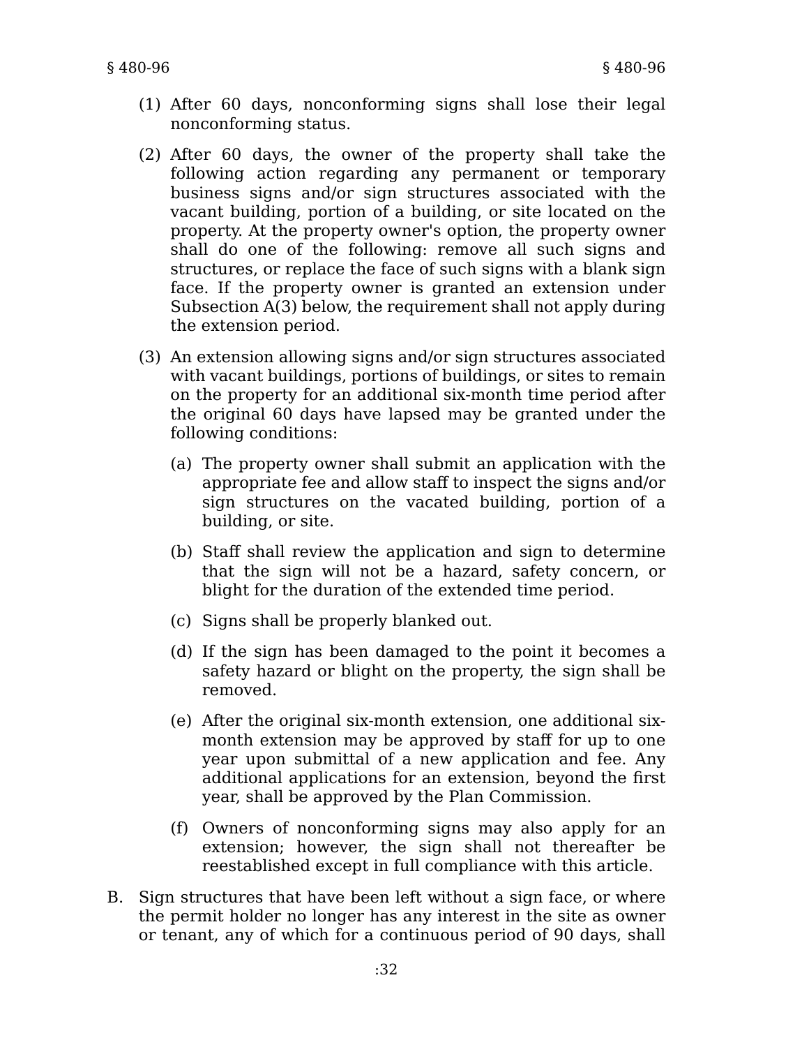(1) After 60 days, nonconforming signs shall lose their legal nonconforming status.

(2) After 60 days, the owner of the property shall take the following action regarding any permanent or temporary business signs and/or sign structures associated with the vacant building, portion of a building, or site located on the property. At the property owner's option, the property owner shall do one of the following: remove all such signs and structures, or replace the face of such signs with a blank sign face. If the property owner is granted an extension under Subsection A(3) below, the requirement shall not apply during the extension period.

(3) An extension allowing signs and/or sign structures associated with vacant buildings, portions of buildings, or sites to remain on the property for an additional six-month time period after the original 60 days have lapsed may be granted under the following conditions:

   (a) The property owner shall submit an application with the appropriate fee and allow staff to inspect the signs and/or sign structures on the vacated building, portion of a building, or site.

   (b) Staff shall review the application and sign to determine that the sign will not be a hazard, safety concern, or blight for the duration of the extended time period.

   (c) Signs shall be properly blanked out.

   (d) If the sign has been damaged to the point it becomes a safety hazard or blight on the property, the sign shall be removed.

   (e) After the original six-month extension, one additional six-month extension may be approved by staff for up to one year upon submittal of a new application and fee. Any additional applications for an extension, beyond the first year, shall be approved by the Plan Commission.

   (f) Owners of nonconforming signs may also apply for an extension; however, the sign shall not thereafter be reestablished except in full compliance with this article.

B. Sign structures that have been left without a sign face, or where the permit holder no longer has any interest in the site as owner or tenant, any of which for a continuous period of 90 days, shall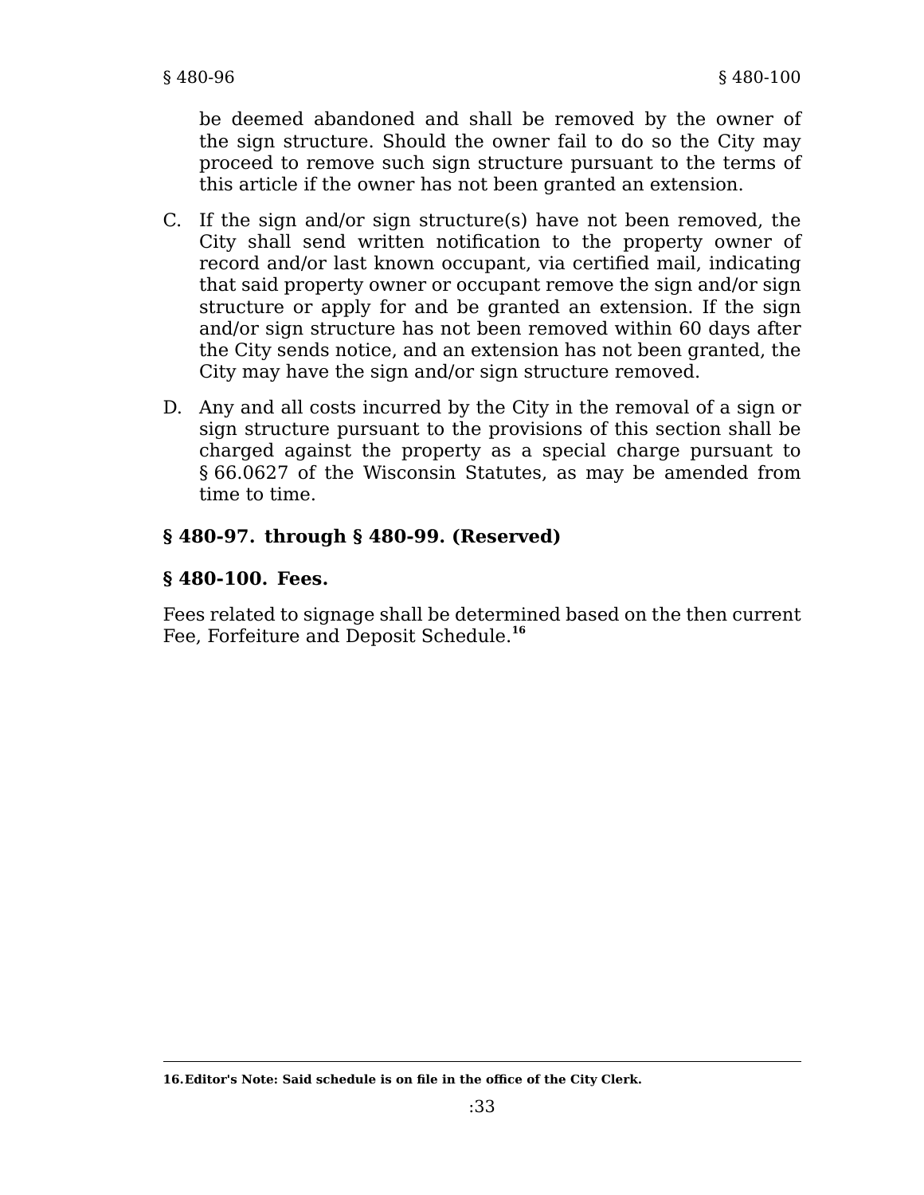be deemed abandoned and shall be removed by the owner of the sign structure. Should the owner fail to do so the City may proceed to remove such sign structure pursuant to the terms of this article if the owner has not been granted an extension.

C. If the sign and/or sign structure(s) have not been removed, the City shall send written notification to the property owner of record and/or last known occupant, via certified mail, indicating that said property owner or occupant remove the sign and/or sign structure or apply for and be granted an extension. If the sign and/or sign structure has not been removed within 60 days after the City sends notice, and an extension has not been granted, the City may have the sign and/or sign structure removed.

D. Any and all costs incurred by the City in the removal of a sign or sign structure pursuant to the provisions of this section shall be charged against the property as a special charge pursuant to § 66.0627 of the Wisconsin Statutes, as may be amended from time to time.

**§ 480-97. through § 480-99. (Reserved)**

**§ 480-100. Fees.**

Fees related to signage shall be determined based on the then current Fee, Forfeiture and Deposit Schedule.[16]

---

**16. Editor's Note: Said schedule is on file in the office of the City Clerk.**